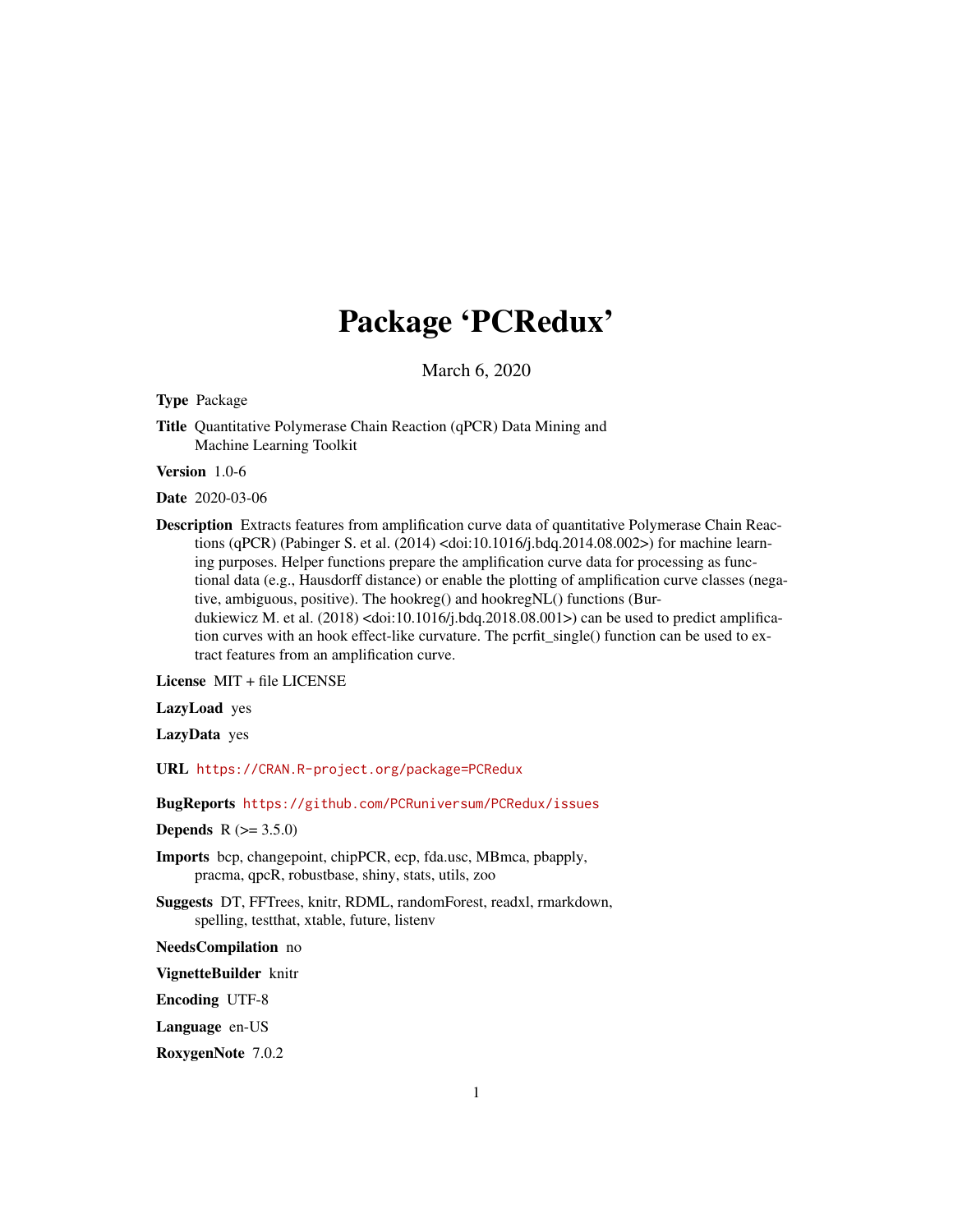# Package 'PCRedux'

March 6, 2020

**Type** Package

**Title** Quantitative Polymerase Chain Reaction (qPCR) Data Mining and Machine Learning Toolkit

**Version** 1.0-6

**Date** 2020-03-06

**Description** Extracts features from amplification curve data of quantitative Polymerase Chain Reactions (qPCR) (Pabinger S. et al. (2014) <doi:10.1016/j.bdq.2014.08.002>) for machine learning purposes. Helper functions prepare the amplification curve data for processing as functional data (e.g., Hausdorff distance) or enable the plotting of amplification curve classes (negative, ambiguous, positive). The hookreg() and hookregNL() functions (Burdukiewicz M. et al. (2018) <doi:10.1016/j.bdq.2018.08.001>) can be used to predict amplification curves with an hook effect-like curvature. The pcrfit_single() function can be used to extract features from an amplification curve.

**License** MIT + file LICENSE

**LazyLoad** yes

**LazyData** yes

**URL** https://CRAN.R-project.org/package=PCRedux

**BugReports** https://github.com/PCRuniversum/PCRedux/issues

**Depends** R (>= 3.5.0)

**Imports** bcp, changepoint, chipPCR, ecp, fda.usc, MBmca, pbapply, pracma, qpcR, robustbase, shiny, stats, utils, zoo

**Suggests** DT, FFTrees, knitr, RDML, randomForest, readxl, rmarkdown, spelling, testthat, xtable, future, listenv

**NeedsCompilation** no

**VignetteBuilder** knitr

**Encoding** UTF-8

**Language** en-US

**RoxygenNote** 7.0.2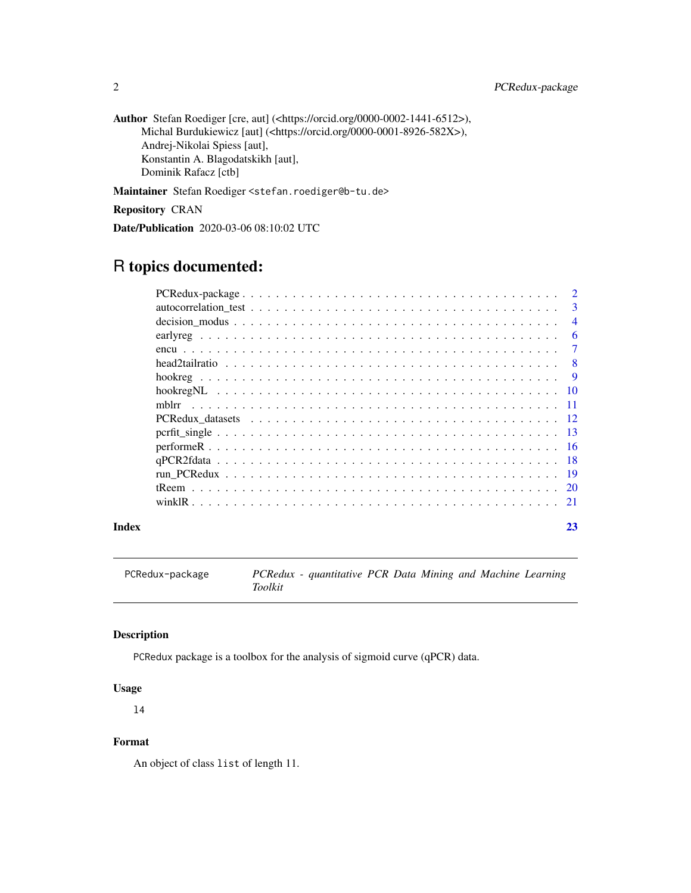**Author** Stefan Roediger [cre, aut] (<https://orcid.org/0000-0002-1441-6512>), Michal Burdukiewicz [aut] (<https://orcid.org/0000-0001-8926-582X>), Andrej-Nikolai Spiess [aut], Konstantin A. Blagodatskikh [aut], Dominik Rafacz [ctb]

**Maintainer** Stefan Roediger <stefan.roediger@b-tu.de>

**Repository** CRAN

**Date/Publication** 2020-03-06 08:10:02 UTC

# R topics documented:

PCRedux-package . . . . . . . . . . . . . . . . . . . . . . . . . . . . . . . . . . . 2
autocorrelation_test . . . . . . . . . . . . . . . . . . . . . . . . . . . . . . . . . 3
decision_modus . . . . . . . . . . . . . . . . . . . . . . . . . . . . . . . . . . . . 4
earlyreg . . . . . . . . . . . . . . . . . . . . . . . . . . . . . . . . . . . . . . . . 6
encu . . . . . . . . . . . . . . . . . . . . . . . . . . . . . . . . . . . . . . . . . . 7
head2tailratio . . . . . . . . . . . . . . . . . . . . . . . . . . . . . . . . . . . . . 8
hookreg . . . . . . . . . . . . . . . . . . . . . . . . . . . . . . . . . . . . . . . . 9
hookregNL . . . . . . . . . . . . . . . . . . . . . . . . . . . . . . . . . . . . . . 10
mblrr . . . . . . . . . . . . . . . . . . . . . . . . . . . . . . . . . . . . . . . . . 11
PCRedux_datasets . . . . . . . . . . . . . . . . . . . . . . . . . . . . . . . . . . 12
pcrfit_single . . . . . . . . . . . . . . . . . . . . . . . . . . . . . . . . . . . . . 13
performeR . . . . . . . . . . . . . . . . . . . . . . . . . . . . . . . . . . . . . . 16
qPCR2fdata . . . . . . . . . . . . . . . . . . . . . . . . . . . . . . . . . . . . . . 18
run_PCRedux . . . . . . . . . . . . . . . . . . . . . . . . . . . . . . . . . . . . . 19
tReem . . . . . . . . . . . . . . . . . . . . . . . . . . . . . . . . . . . . . . . . . 20
winklR . . . . . . . . . . . . . . . . . . . . . . . . . . . . . . . . . . . . . . . . . 21

**Index** 23

---

PCRedux-package — *PCRedux - quantitative PCR Data Mining and Machine Learning Toolkit*

---

## Description

PCRedux package is a toolbox for the analysis of sigmoid curve (qPCR) data.

## Usage

```
l4
```

## Format

An object of class `list` of length 11.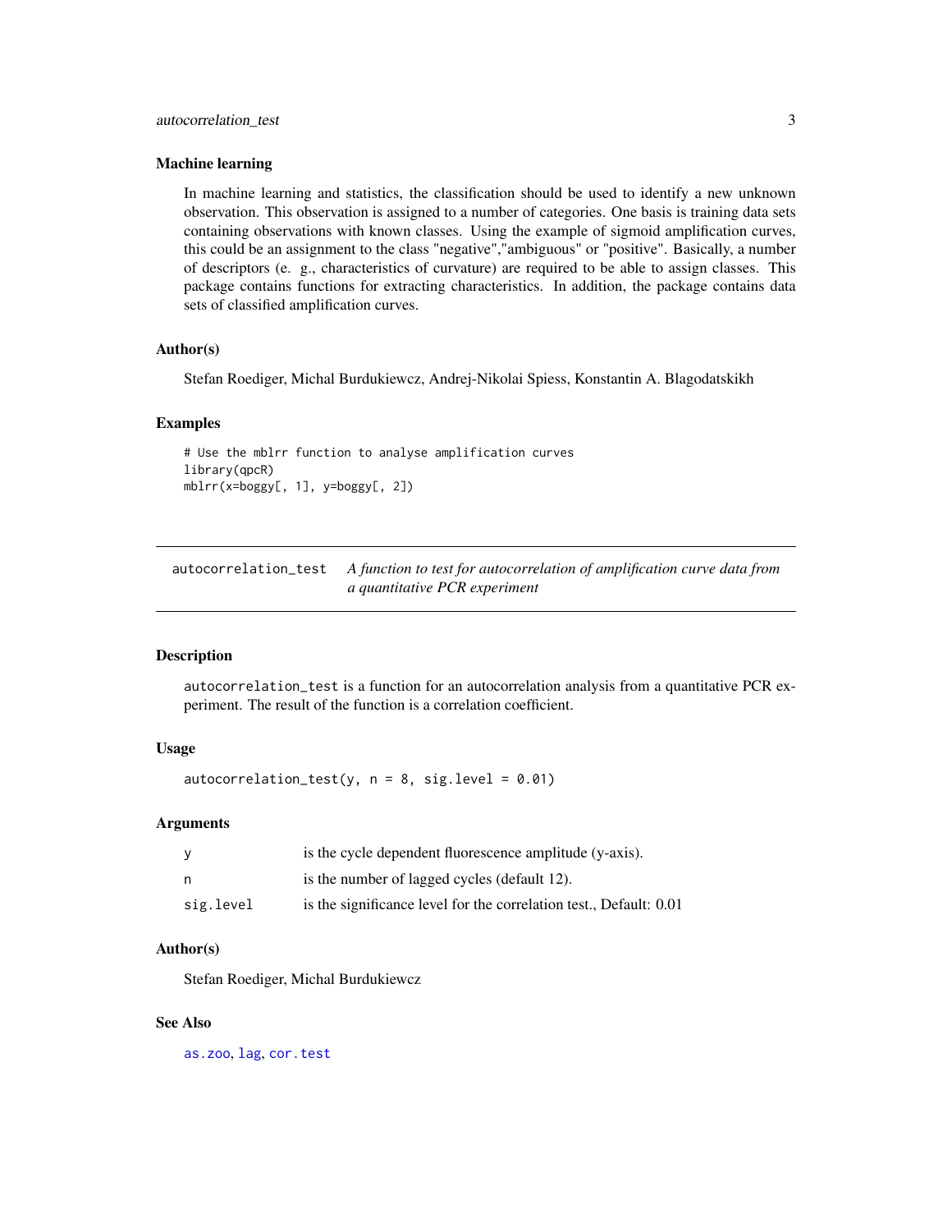### Machine learning

In machine learning and statistics, the classification should be used to identify a new unknown observation. This observation is assigned to a number of categories. One basis is training data sets containing observations with known classes. Using the example of sigmoid amplification curves, this could be an assignment to the class "negative","ambiguous" or "positive". Basically, a number of descriptors (e. g., characteristics of curvature) are required to be able to assign classes. This package contains functions for extracting characteristics. In addition, the package contains data sets of classified amplification curves.

### Author(s)

Stefan Roediger, Michal Burdukiewcz, Andrej-Nikolai Spiess, Konstantin A. Blagodatskikh

### Examples

```
# Use the mblrr function to analyse amplification curves
library(qpcR)
mblrr(x=boggy[, 1], y=boggy[, 2])
```

---

## autocorrelation_test

*A function to test for autocorrelation of amplification curve data from a quantitative PCR experiment*

---

### Description

`autocorrelation_test` is a function for an autocorrelation analysis from a quantitative PCR experiment. The result of the function is a correlation coefficient.

### Usage

```
autocorrelation_test(y, n = 8, sig.level = 0.01)
```

### Arguments

| | |
|---|---|
| `y` | is the cycle dependent fluorescence amplitude (y-axis). |
| `n` | is the number of lagged cycles (default 12). |
| `sig.level` | is the significance level for the correlation test., Default: 0.01 |

### Author(s)

Stefan Roediger, Michal Burdukiewcz

### See Also

as.zoo, lag, cor.test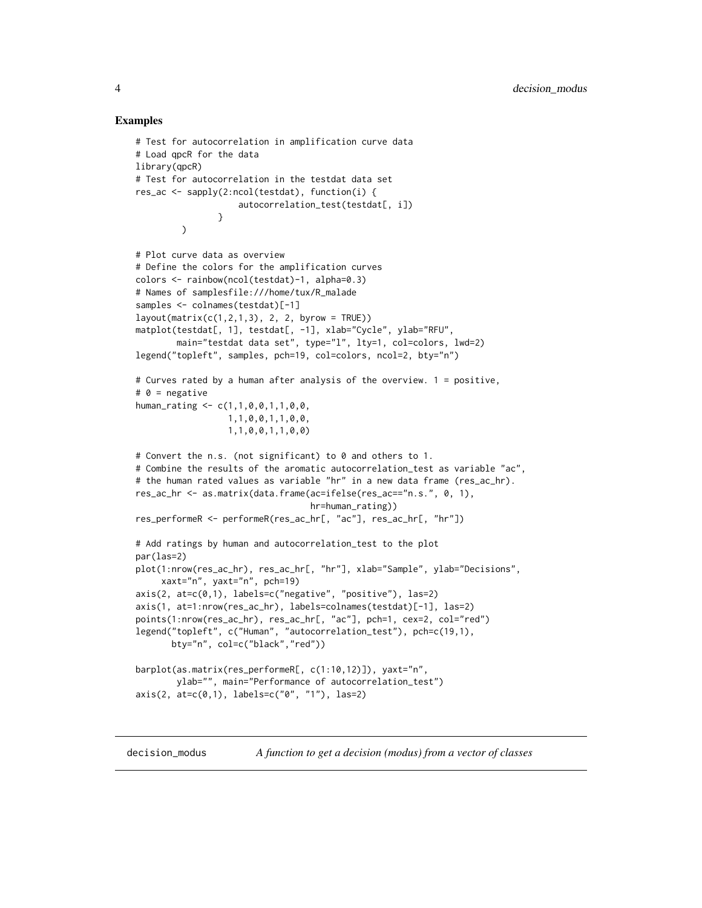## Examples

```
# Test for autocorrelation in amplification curve data
# Load qpcR for the data
library(qpcR)
# Test for autocorrelation in the testdat data set
res_ac <- sapply(2:ncol(testdat), function(i) {
                    autocorrelation_test(testdat[, i])
                }
         )

# Plot curve data as overview
# Define the colors for the amplification curves
colors <- rainbow(ncol(testdat)-1, alpha=0.3)
# Names of samplesfile:///home/tux/R_malade
samples <- colnames(testdat)[-1]
layout(matrix(c(1,2,1,3), 2, 2, byrow = TRUE))
matplot(testdat[, 1], testdat[, -1], xlab="Cycle", ylab="RFU",
        main="testdat data set", type="l", lty=1, col=colors, lwd=2)
legend("topleft", samples, pch=19, col=colors, ncol=2, bty="n")

# Curves rated by a human after analysis of the overview. 1 = positive,
# 0 = negative
human_rating <- c(1,1,0,0,1,1,0,0,
                  1,1,0,0,1,1,0,0,
                  1,1,0,0,1,1,0,0)

# Convert the n.s. (not significant) to 0 and others to 1.
# Combine the results of the aromatic autocorrelation_test as variable "ac",
# the human rated values as variable "hr" in a new data frame (res_ac_hr).
res_ac_hr <- as.matrix(data.frame(ac=ifelse(res_ac=="n.s.", 0, 1),
                                  hr=human_rating))
res_performeR <- performeR(res_ac_hr[, "ac"], res_ac_hr[, "hr"])

# Add ratings by human and autocorrelation_test to the plot
par(las=2)
plot(1:nrow(res_ac_hr), res_ac_hr[, "hr"], xlab="Sample", ylab="Decisions",
     xaxt="n", yaxt="n", pch=19)
axis(2, at=c(0,1), labels=c("negative", "positive"), las=2)
axis(1, at=1:nrow(res_ac_hr), labels=colnames(testdat)[-1], las=2)
points(1:nrow(res_ac_hr), res_ac_hr[, "ac"], pch=1, cex=2, col="red")
legend("topleft", c("Human", "autocorrelation_test"), pch=c(19,1),
       bty="n", col=c("black","red"))

barplot(as.matrix(res_performeR[, c(1:10,12)]), yaxt="n",
        ylab="", main="Performance of autocorrelation_test")
axis(2, at=c(0,1), labels=c("0", "1"), las=2)
```

---

## decision_modus — *A function to get a decision (modus) from a vector of classes*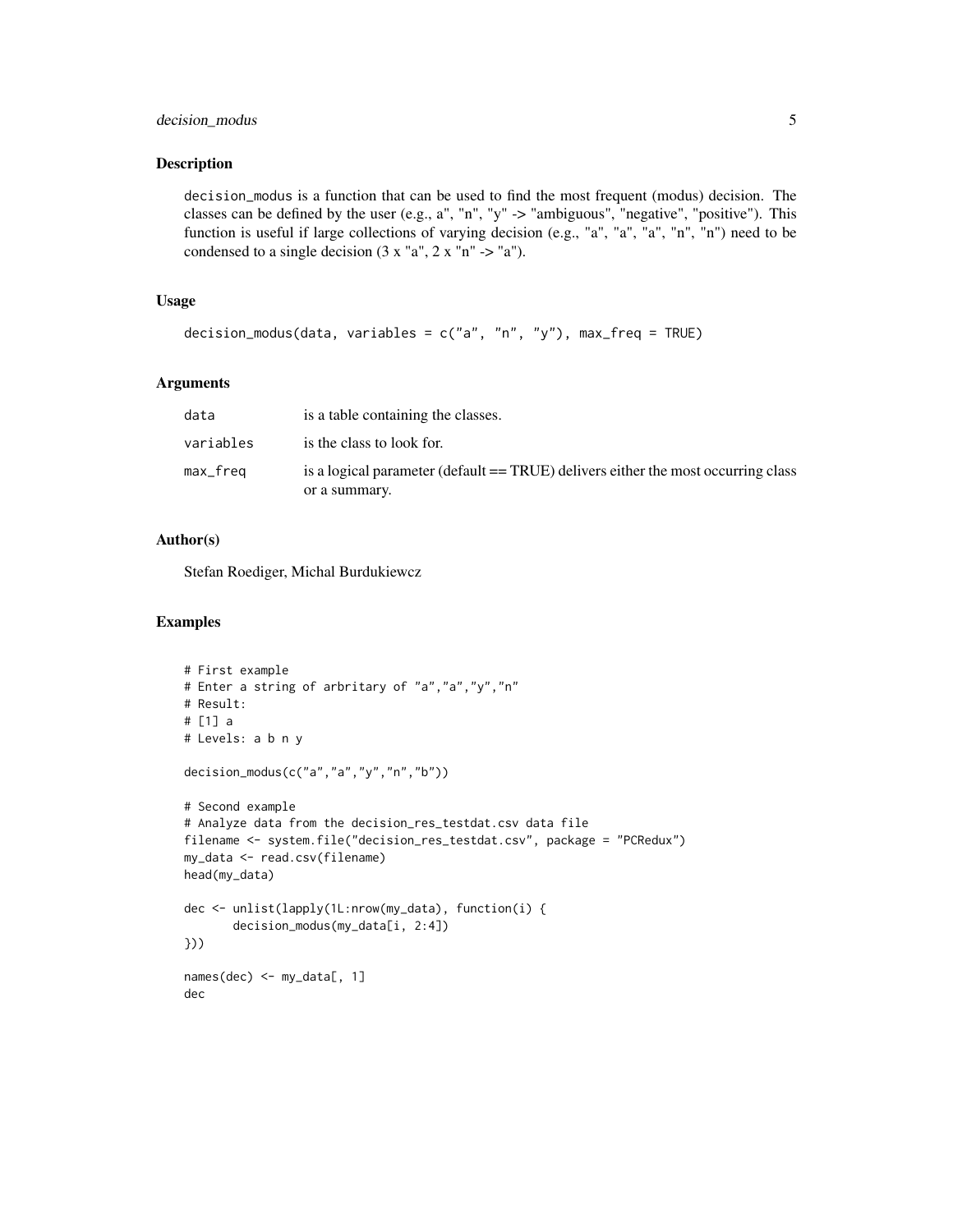## Description

decision_modus is a function that can be used to find the most frequent (modus) decision. The classes can be defined by the user (e.g., a", "n", "y" -> "ambiguous", "negative", "positive"). This function is useful if large collections of varying decision (e.g., "a", "a", "a", "n", "n") need to be condensed to a single decision (3 x "a", 2 x "n" -> "a").

## Usage

```
decision_modus(data, variables = c("a", "n", "y"), max_freq = TRUE)
```

## Arguments

| | |
|---|---|
| data | is a table containing the classes. |
| variables | is the class to look for. |
| max_freq | is a logical parameter (default == TRUE) delivers either the most occurring class or a summary. |

## Author(s)

Stefan Roediger, Michal Burdukiewcz

## Examples

```
# First example
# Enter a string of arbitrary of "a","a","y","n"
# Result:
# [1] a
# Levels: a b n y

decision_modus(c("a","a","y","n","b"))

# Second example
# Analyze data from the decision_res_testdat.csv data file
filename <- system.file("decision_res_testdat.csv", package = "PCRedux")
my_data <- read.csv(filename)
head(my_data)

dec <- unlist(lapply(1L:nrow(my_data), function(i) {
       decision_modus(my_data[i, 2:4])
}))

names(dec) <- my_data[, 1]
dec
```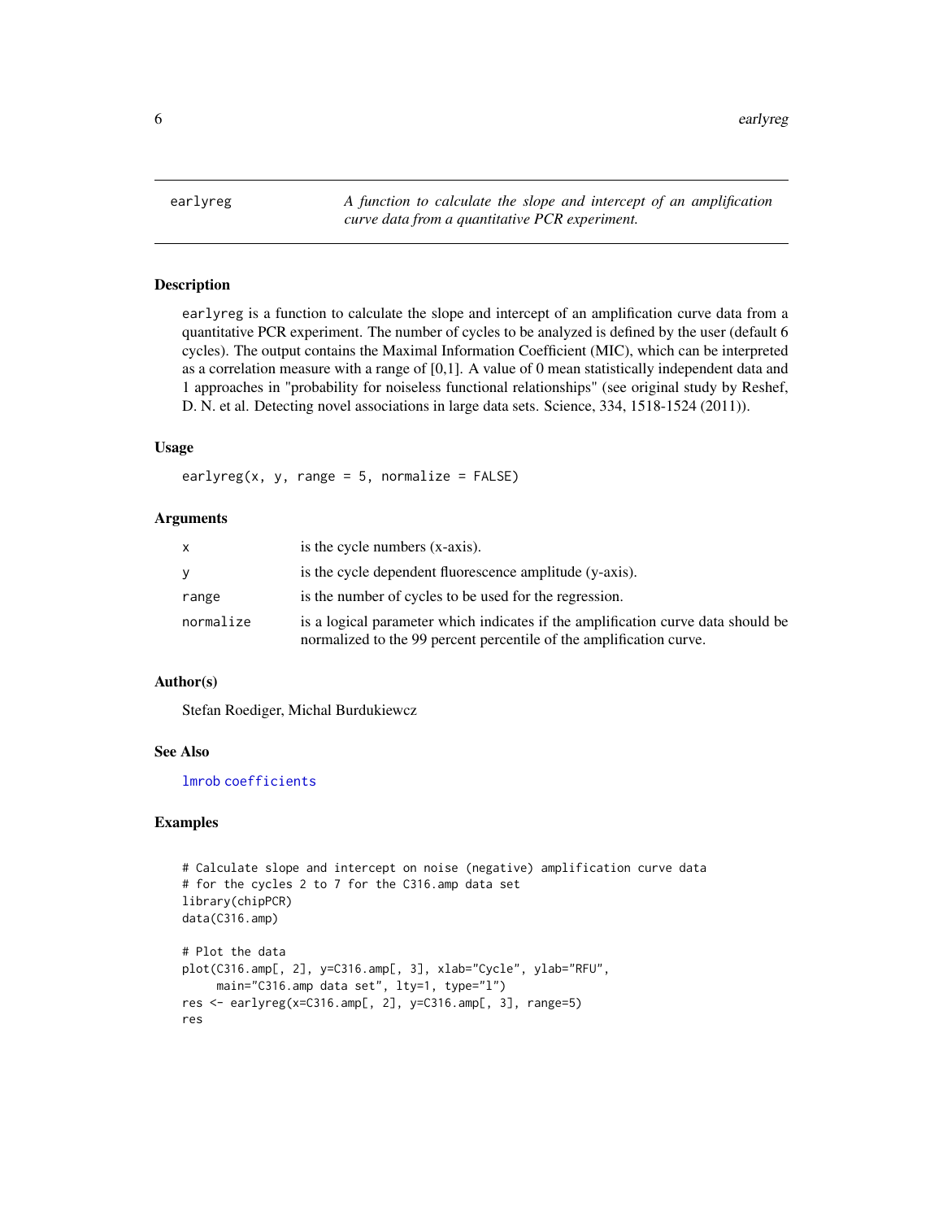# earlyreg

*A function to calculate the slope and intercept of an amplification curve data from a quantitative PCR experiment.*

## Description

earlyreg is a function to calculate the slope and intercept of an amplification curve data from a quantitative PCR experiment. The number of cycles to be analyzed is defined by the user (default 6 cycles). The output contains the Maximal Information Coefficient (MIC), which can be interpreted as a correlation measure with a range of [0,1]. A value of 0 mean statistically independent data and 1 approaches in "probability for noiseless functional relationships" (see original study by Reshef, D. N. et al. Detecting novel associations in large data sets. Science, 334, 1518-1524 (2011)).

## Usage

```
earlyreg(x, y, range = 5, normalize = FALSE)
```

## Arguments

| | |
|---|---|
| x | is the cycle numbers (x-axis). |
| y | is the cycle dependent fluorescence amplitude (y-axis). |
| range | is the number of cycles to be used for the regression. |
| normalize | is a logical parameter which indicates if the amplification curve data should be normalized to the 99 percent percentile of the amplification curve. |

## Author(s)

Stefan Roediger, Michal Burdukiewcz

## See Also

lmrob coefficients

## Examples

```
# Calculate slope and intercept on noise (negative) amplification curve data
# for the cycles 2 to 7 for the C316.amp data set
library(chipPCR)
data(C316.amp)

# Plot the data
plot(C316.amp[, 2], y=C316.amp[, 3], xlab="Cycle", ylab="RFU",
     main="C316.amp data set", lty=1, type="l")
res <- earlyreg(x=C316.amp[, 2], y=C316.amp[, 3], range=5)
res
```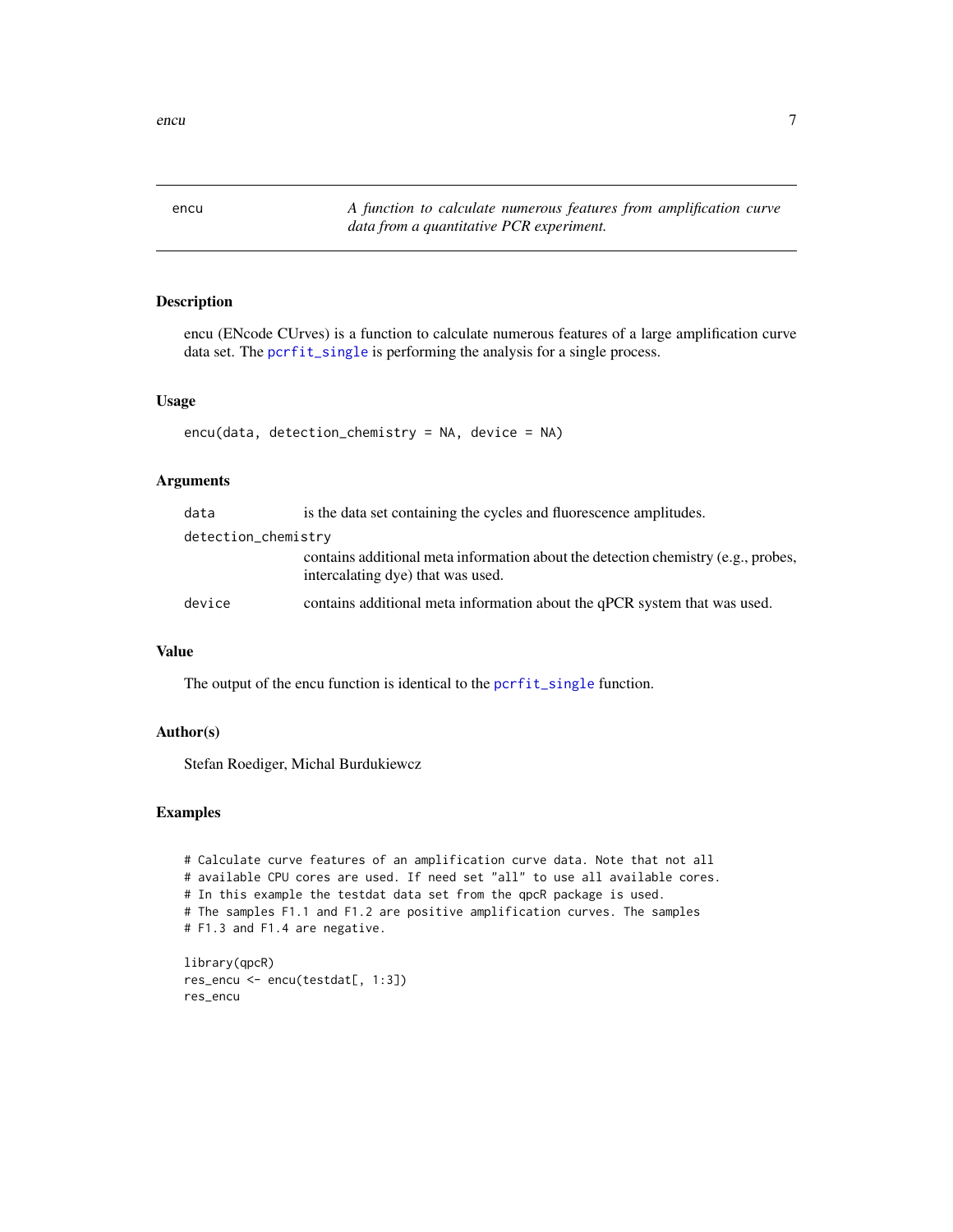# encu

*A function to calculate numerous features from amplification curve data from a quantitative PCR experiment.*

## Description

encu (ENcode CUrves) is a function to calculate numerous features of a large amplification curve data set. The `pcrfit_single` is performing the analysis for a single process.

## Usage

```
encu(data, detection_chemistry = NA, device = NA)
```

## Arguments

| | |
|---|---|
| `data` | is the data set containing the cycles and fluorescence amplitudes. |
| `detection_chemistry` | contains additional meta information about the detection chemistry (e.g., probes, intercalating dye) that was used. |
| `device` | contains additional meta information about the qPCR system that was used. |

## Value

The output of the encu function is identical to the `pcrfit_single` function.

## Author(s)

Stefan Roediger, Michal Burdukiewcz

## Examples

```
# Calculate curve features of an amplification curve data. Note that not all
# available CPU cores are used. If need set "all" to use all available cores.
# In this example the testdat data set from the qpcR package is used.
# The samples F1.1 and F1.2 are positive amplification curves. The samples
# F1.3 and F1.4 are negative.

library(qpcR)
res_encu <- encu(testdat[, 1:3])
res_encu
```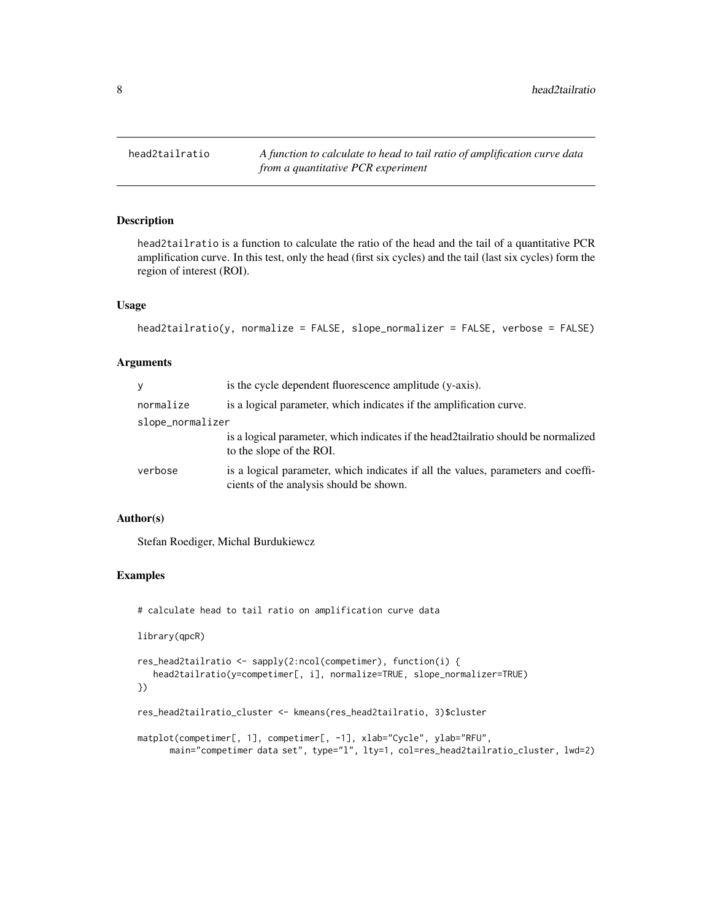## head2tailratio — *A function to calculate to head to tail ratio of amplification curve data from a quantitative PCR experiment*

### Description

head2tailratio is a function to calculate the ratio of the head and the tail of a quantitative PCR amplification curve. In this test, only the head (first six cycles) and the tail (last six cycles) form the region of interest (ROI).

### Usage

```
head2tailratio(y, normalize = FALSE, slope_normalizer = FALSE, verbose = FALSE)
```

### Arguments

| | |
|---|---|
| y | is the cycle dependent fluorescence amplitude (y-axis). |
| normalize | is a logical parameter, which indicates if the amplification curve. |
| slope_normalizer | is a logical parameter, which indicates if the head2tailratio should be normalized to the slope of the ROI. |
| verbose | is a logical parameter, which indicates if all the values, parameters and coefficients of the analysis should be shown. |

### Author(s)

Stefan Roediger, Michal Burdukiewcz

### Examples

```
# calculate head to tail ratio on amplification curve data

library(qpcR)

res_head2tailratio <- sapply(2:ncol(competimer), function(i) {
   head2tailratio(y=competimer[, i], normalize=TRUE, slope_normalizer=TRUE)
})

res_head2tailratio_cluster <- kmeans(res_head2tailratio, 3)$cluster

matplot(competimer[, 1], competimer[, -1], xlab="Cycle", ylab="RFU",
      main="competimer data set", type="l", lty=1, col=res_head2tailratio_cluster, lwd=2)
```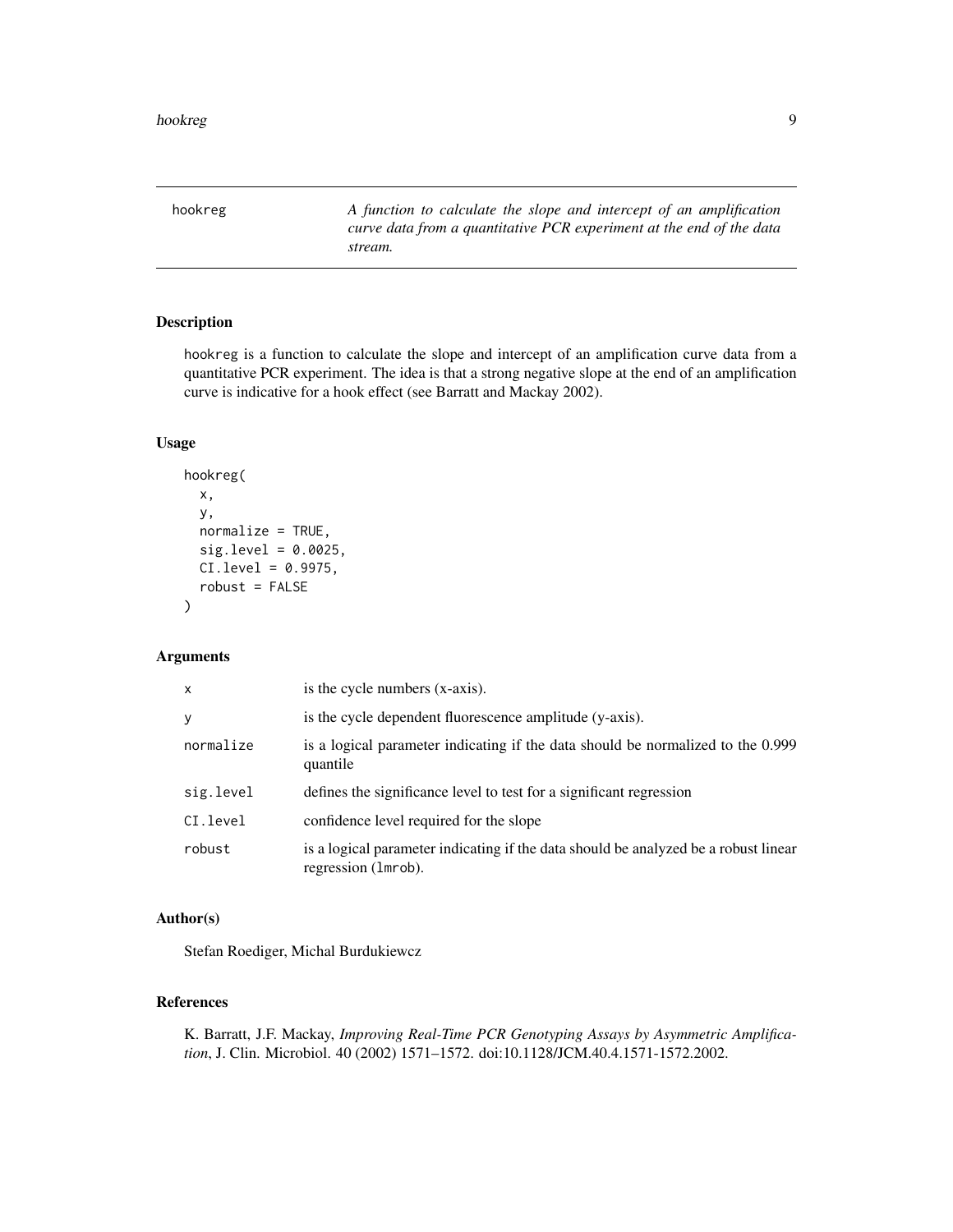`hookreg` — *A function to calculate the slope and intercept of an amplification curve data from a quantitative PCR experiment at the end of the data stream.*

## Description

hookreg is a function to calculate the slope and intercept of an amplification curve data from a quantitative PCR experiment. The idea is that a strong negative slope at the end of an amplification curve is indicative for a hook effect (see Barratt and Mackay 2002).

## Usage

```
hookreg(
  x,
  y,
  normalize = TRUE,
  sig.level = 0.0025,
  CI.level = 0.9975,
  robust = FALSE
)
```

## Arguments

| Argument | Description |
|---|---|
| `x` | is the cycle numbers (x-axis). |
| `y` | is the cycle dependent fluorescence amplitude (y-axis). |
| `normalize` | is a logical parameter indicating if the data should be normalized to the 0.999 quantile |
| `sig.level` | defines the significance level to test for a significant regression |
| `CI.level` | confidence level required for the slope |
| `robust` | is a logical parameter indicating if the data should be analyzed be a robust linear regression (`lmrob`). |

## Author(s)

Stefan Roediger, Michal Burdukiewcz

## References

K. Barratt, J.F. Mackay, *Improving Real-Time PCR Genotyping Assays by Asymmetric Amplification*, J. Clin. Microbiol. 40 (2002) 1571–1572. doi:10.1128/JCM.40.4.1571-1572.2002.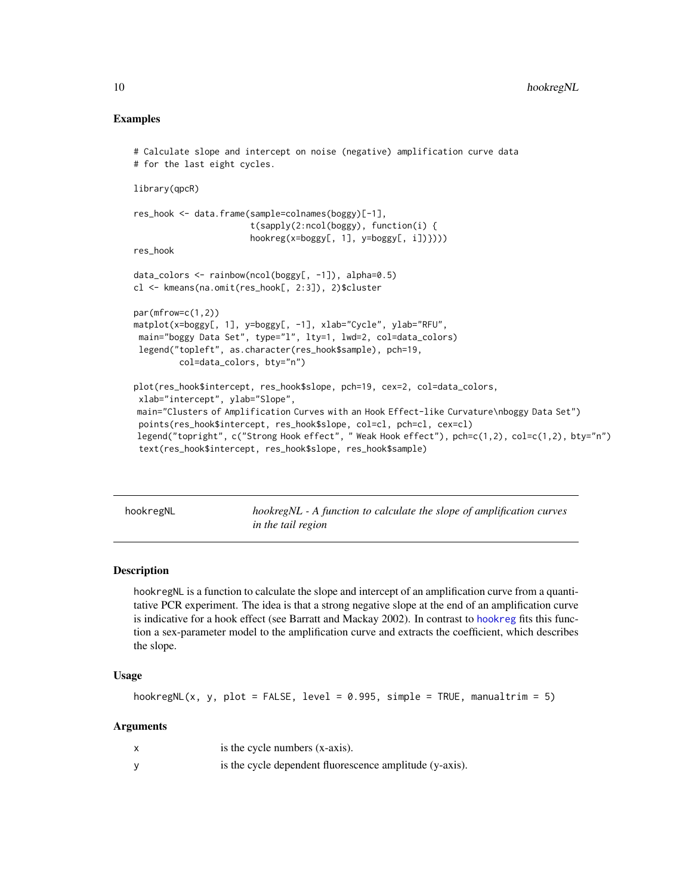## Examples

```
# Calculate slope and intercept on noise (negative) amplification curve data
# for the last eight cycles.

library(qpcR)

res_hook <- data.frame(sample=colnames(boggy)[-1],
                       t(sapply(2:ncol(boggy), function(i) {
                       hookreg(x=boggy[, 1], y=boggy[, i])})))
res_hook

data_colors <- rainbow(ncol(boggy[, -1]), alpha=0.5)
cl <- kmeans(na.omit(res_hook[, 2:3]), 2)$cluster

par(mfrow=c(1,2))
matplot(x=boggy[, 1], y=boggy[, -1], xlab="Cycle", ylab="RFU",
 main="boggy Data Set", type="l", lty=1, lwd=2, col=data_colors)
 legend("topleft", as.character(res_hook$sample), pch=19,
         col=data_colors, bty="n")

plot(res_hook$intercept, res_hook$slope, pch=19, cex=2, col=data_colors,
 xlab="intercept", ylab="Slope",
 main="Clusters of Amplification Curves with an Hook Effect-like Curvature\nboggy Data Set")
 points(res_hook$intercept, res_hook$slope, col=cl, pch=cl, cex=cl)
 legend("topright", c("Strong Hook effect", " Weak Hook effect"), pch=c(1,2), col=c(1,2), bty="n")
 text(res_hook$intercept, res_hook$slope, res_hook$sample)
```

---

## hookregNL — *hookregNL - A function to calculate the slope of amplification curves in the tail region*

### Description

hookregNL is a function to calculate the slope and intercept of an amplification curve from a quantitative PCR experiment. The idea is that a strong negative slope at the end of an amplification curve is indicative for a hook effect (see Barratt and Mackay 2002). In contrast to hookreg fits this function a sex-parameter model to the amplification curve and extracts the coefficient, which describes the slope.

### Usage

```
hookregNL(x, y, plot = FALSE, level = 0.995, simple = TRUE, manualtrim = 5)
```

### Arguments

| | |
|---|---|
| x | is the cycle numbers (x-axis). |
| y | is the cycle dependent fluorescence amplitude (y-axis). |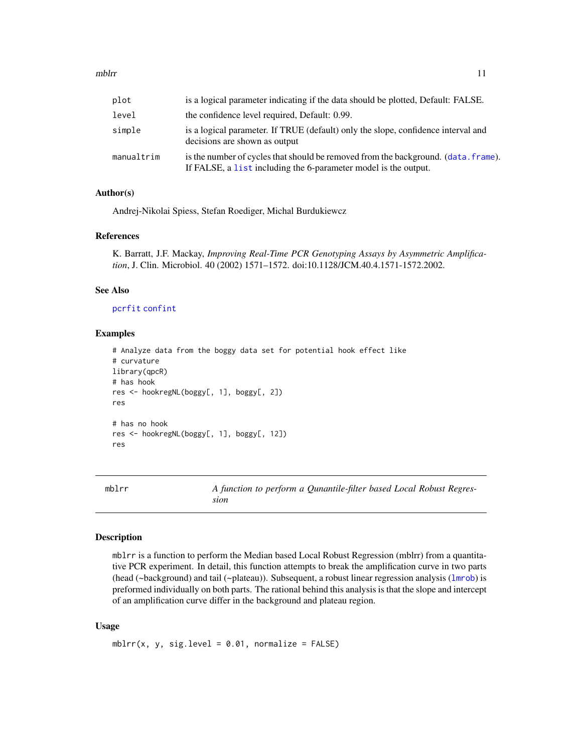| | |
|---|---|
| plot | is a logical parameter indicating if the data should be plotted, Default: FALSE. |
| level | the confidence level required, Default: 0.99. |
| simple | is a logical parameter. If TRUE (default) only the slope, confidence interval and decisions are shown as output |
| manualtrim | is the number of cycles that should be removed from the background. (data.frame). If FALSE, a list including the 6-parameter model is the output. |

### Author(s)

Andrej-Nikolai Spiess, Stefan Roediger, Michal Burdukiewcz

### References

K. Barratt, J.F. Mackay, *Improving Real-Time PCR Genotyping Assays by Asymmetric Amplification*, J. Clin. Microbiol. 40 (2002) 1571–1572. doi:10.1128/JCM.40.4.1571-1572.2002.

### See Also

pcrfit confint

### Examples

```
# Analyze data from the boggy data set for potential hook effect like
# curvature
library(qpcR)
# has hook
res <- hookregNL(boggy[, 1], boggy[, 2])
res

# has no hook
res <- hookregNL(boggy[, 1], boggy[, 12])
res
```

---

## mblrr — *A function to perform a Qunantile-filter based Local Robust Regression*

---

### Description

mblrr is a function to perform the Median based Local Robust Regression (mblrr) from a quantitative PCR experiment. In detail, this function attempts to break the amplification curve in two parts (head (~background) and tail (~plateau)). Subsequent, a robust linear regression analysis (lmrob) is preformed individually on both parts. The rational behind this analysis is that the slope and intercept of an amplification curve differ in the background and plateau region.

### Usage

```
mblrr(x, y, sig.level = 0.01, normalize = FALSE)
```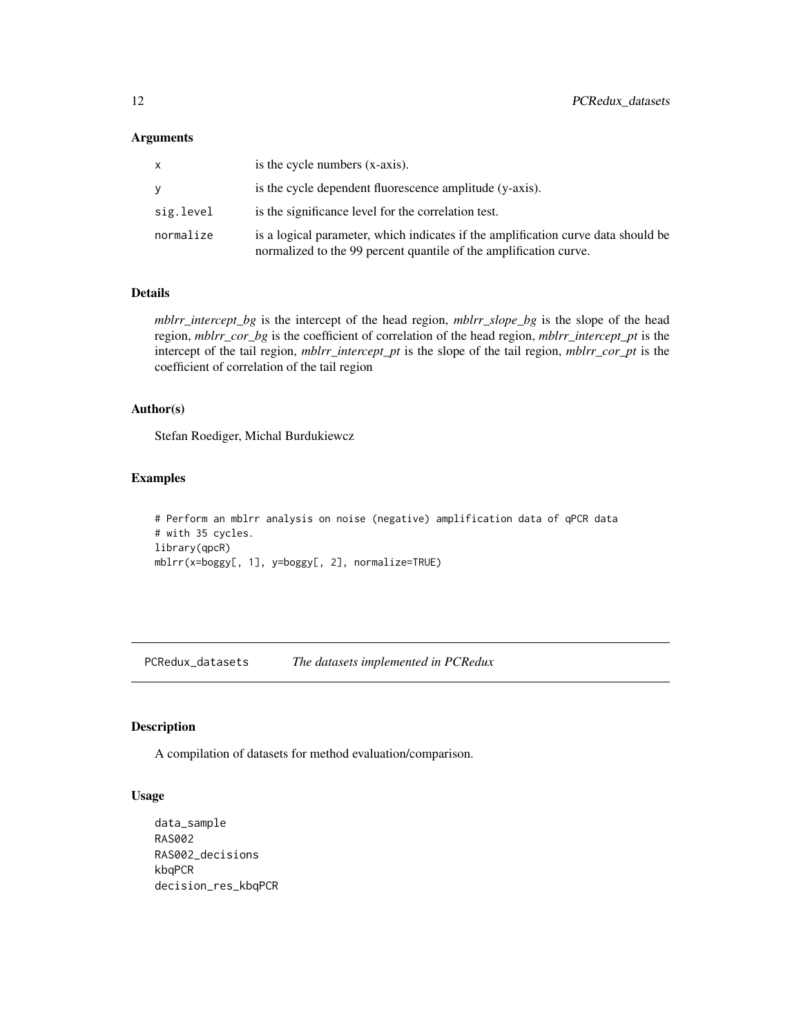### Arguments

| | |
|---|---|
| `x` | is the cycle numbers (x-axis). |
| `y` | is the cycle dependent fluorescence amplitude (y-axis). |
| `sig.level` | is the significance level for the correlation test. |
| `normalize` | is a logical parameter, which indicates if the amplification curve data should be normalized to the 99 percent quantile of the amplification curve. |

### Details

*mblrr_intercept_bg* is the intercept of the head region, *mblrr_slope_bg* is the slope of the head region, *mblrr_cor_bg* is the coefficient of correlation of the head region, *mblrr_intercept_pt* is the intercept of the tail region, *mblrr_intercept_pt* is the slope of the tail region, *mblrr_cor_pt* is the coefficient of correlation of the tail region

### Author(s)

Stefan Roediger, Michal Burdukiewcz

### Examples

```
# Perform an mblrr analysis on noise (negative) amplification data of qPCR data
# with 35 cycles.
library(qpcR)
mblrr(x=boggy[, 1], y=boggy[, 2], normalize=TRUE)
```

---

## PCRedux_datasets *The datasets implemented in PCRedux*

### Description

A compilation of datasets for method evaluation/comparison.

### Usage

```
data_sample
RAS002
RAS002_decisions
kbqPCR
decision_res_kbqPCR
```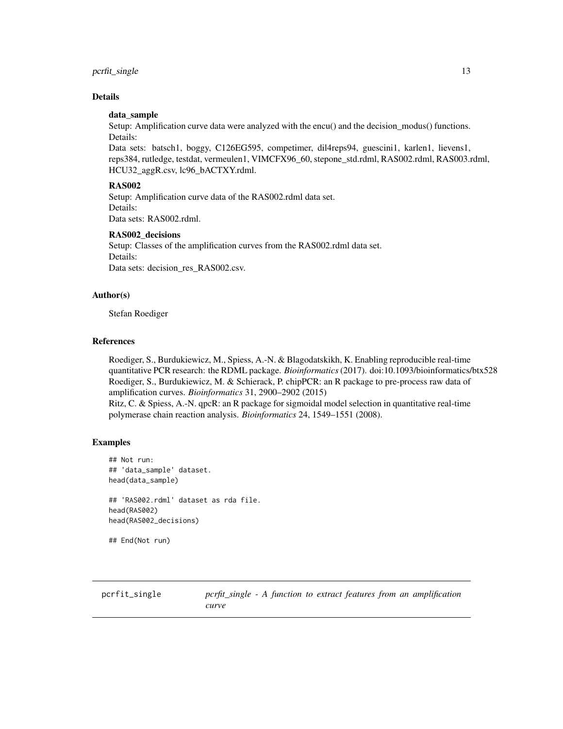### Details

**data_sample**

Setup: Amplification curve data were analyzed with the encu() and the decision_modus() functions.
Details:
Data sets: batsch1, boggy, C126EG595, competimer, dil4reps94, guescini1, karlen1, lievens1, reps384, rutledge, testdat, vermeulen1, VIMCFX96_60, stepone_std.rdml, RAS002.rdml, RAS003.rdml, HCU32_aggR.csv, lc96_bACTXY.rdml.

**RAS002**

Setup: Amplification curve data of the RAS002.rdml data set.
Details:
Data sets: RAS002.rdml.

**RAS002_decisions**

Setup: Classes of the amplification curves from the RAS002.rdml data set.
Details:
Data sets: decision_res_RAS002.csv.

### Author(s)

Stefan Roediger

### References

Roediger, S., Burdukiewicz, M., Spiess, A.-N. & Blagodatskikh, K. Enabling reproducible real-time quantitative PCR research: the RDML package. *Bioinformatics* (2017). doi:10.1093/bioinformatics/btx528
Roediger, S., Burdukiewicz, M. & Schierack, P. chipPCR: an R package to pre-process raw data of amplification curves. *Bioinformatics* 31, 2900–2902 (2015)
Ritz, C. & Spiess, A.-N. qpcR: an R package for sigmoidal model selection in quantitative real-time polymerase chain reaction analysis. *Bioinformatics* 24, 1549–1551 (2008).

### Examples

```
## Not run:
## 'data_sample' dataset.
head(data_sample)

## 'RAS002.rdml' dataset as rda file.
head(RAS002)
head(RAS002_decisions)

## End(Not run)
```

---

## pcrfit_single    *pcrfit_single - A function to extract features from an amplification curve*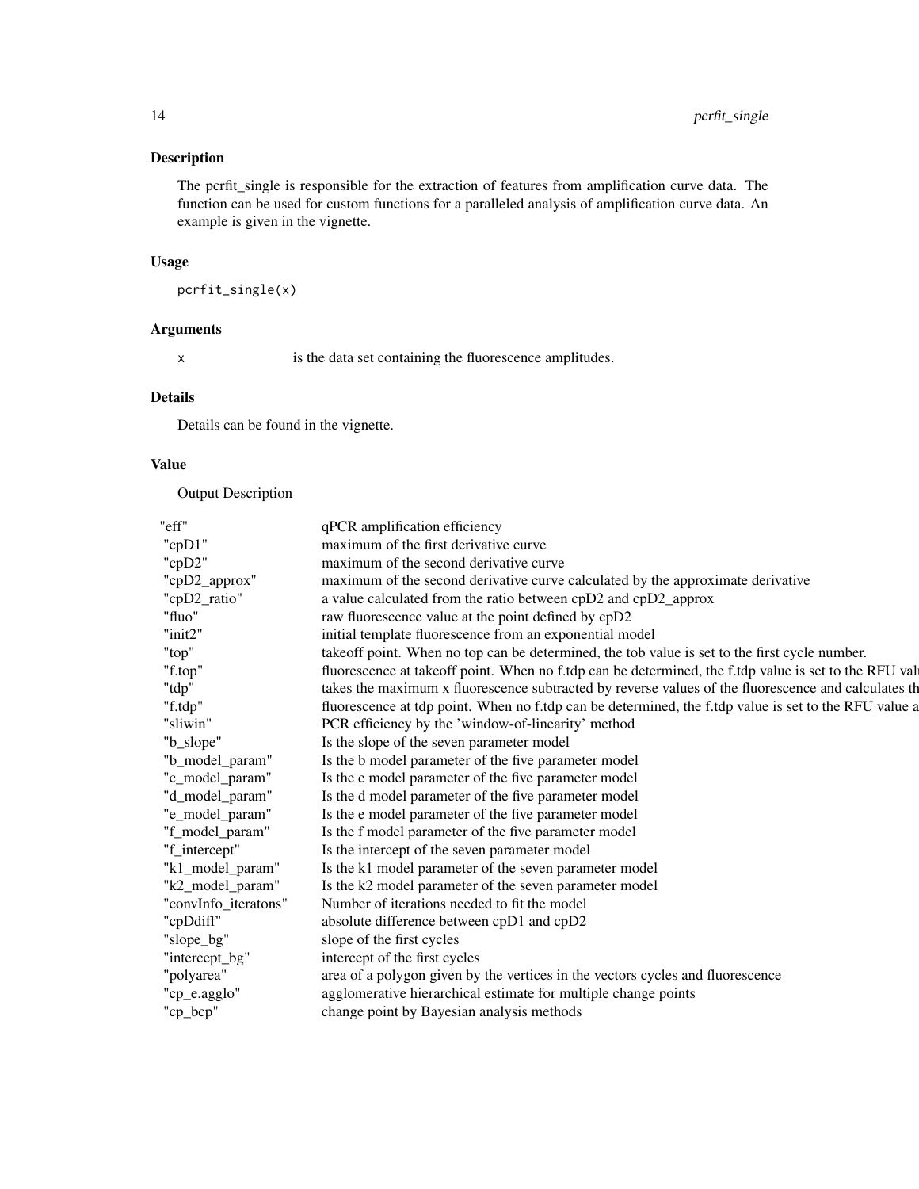## Description

The pcrfit_single is responsible for the extraction of features from amplification curve data. The function can be used for custom functions for a paralleled analysis of amplification curve data. An example is given in the vignette.

## Usage

```
pcrfit_single(x)
```

## Arguments

| | |
|---|---|
| x | is the data set containing the fluorescence amplitudes. |

## Details

Details can be found in the vignette.

## Value

Output Description

| | |
|---|---|
| "eff" | qPCR amplification efficiency |
| "cpD1" | maximum of the first derivative curve |
| "cpD2" | maximum of the second derivative curve |
| "cpD2_approx" | maximum of the second derivative curve calculated by the approximate derivative |
| "cpD2_ratio" | a value calculated from the ratio between cpD2 and cpD2_approx |
| "fluo" | raw fluorescence value at the point defined by cpD2 |
| "init2" | initial template fluorescence from an exponential model |
| "top" | takeoff point. When no top can be determined, the tob value is set to the first cycle number. |
| "f.top" | fluorescence at takeoff point. When no f.tdp can be determined, the f.tdp value is set to the RFU val |
| "tdp" | takes the maximum x fluorescence subtracted by reverse values of the fluorescence and calculates th |
| "f.tdp" | fluorescence at tdp point. When no f.tdp can be determined, the f.tdp value is set to the RFU value a |
| "sliwin" | PCR efficiency by the 'window-of-linearity' method |
| "b_slope" | Is the slope of the seven parameter model |
| "b_model_param" | Is the b model parameter of the five parameter model |
| "c_model_param" | Is the c model parameter of the five parameter model |
| "d_model_param" | Is the d model parameter of the five parameter model |
| "e_model_param" | Is the e model parameter of the five parameter model |
| "f_model_param" | Is the f model parameter of the five parameter model |
| "f_intercept" | Is the intercept of the seven parameter model |
| "k1_model_param" | Is the k1 model parameter of the seven parameter model |
| "k2_model_param" | Is the k2 model parameter of the seven parameter model |
| "convInfo_iteratons" | Number of iterations needed to fit the model |
| "cpDdiff" | absolute difference between cpD1 and cpD2 |
| "slope_bg" | slope of the first cycles |
| "intercept_bg" | intercept of the first cycles |
| "polyarea" | area of a polygon given by the vertices in the vectors cycles and fluorescence |
| "cp_e.agglo" | agglomerative hierarchical estimate for multiple change points |
| "cp_bcp" | change point by Bayesian analysis methods |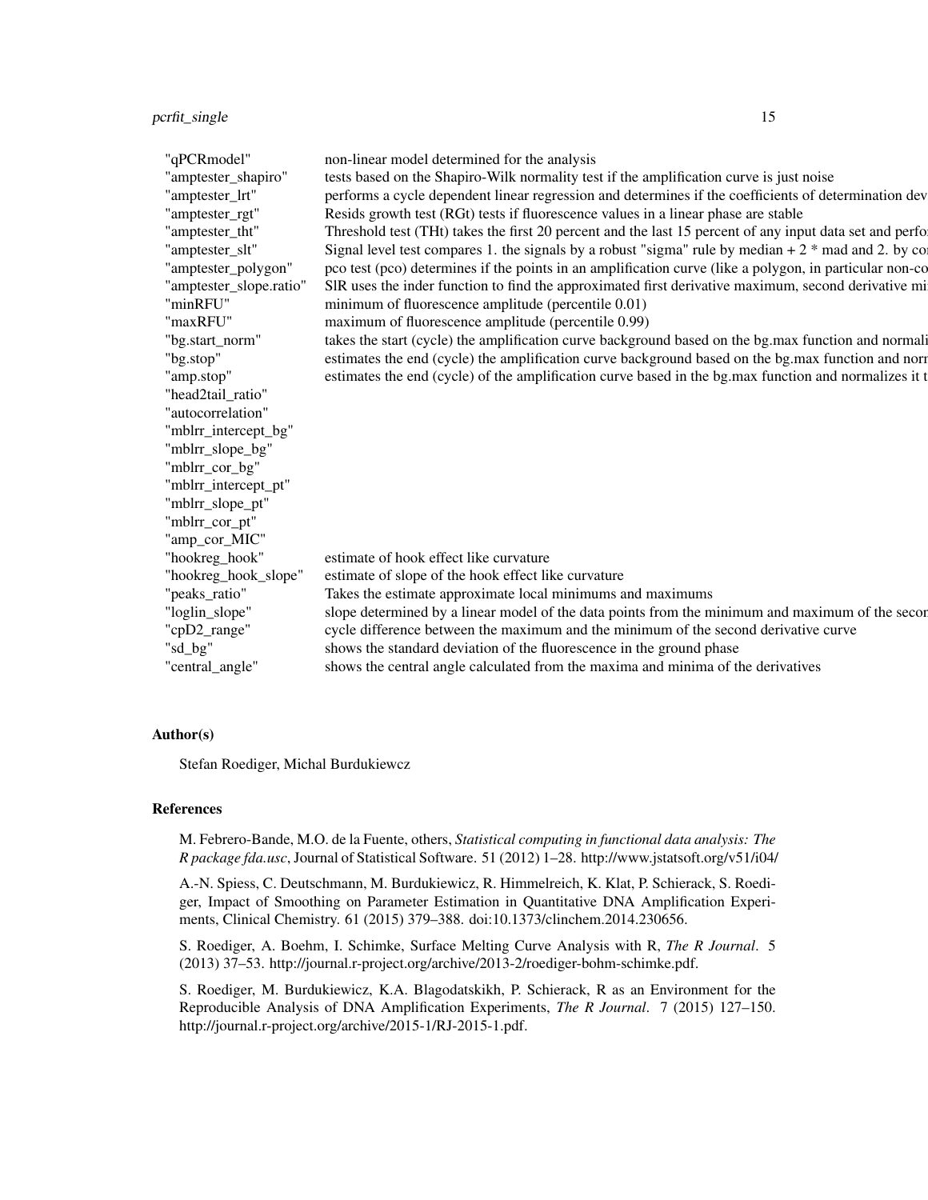| | |
|---|---|
| "qPCRmodel" | non-linear model determined for the analysis |
| "amptester_shapiro" | tests based on the Shapiro-Wilk normality test if the amplification curve is just noise |
| "amptester_lrt" | performs a cycle dependent linear regression and determines if the coefficients of determination dev |
| "amptester_rgt" | Resids growth test (RGt) tests if fluorescence values in a linear phase are stable |
| "amptester_tht" | Threshold test (THt) takes the first 20 percent and the last 15 percent of any input data set and perfo |
| "amptester_slt" | Signal level test compares 1. the signals by a robust "sigma" rule by median + 2 * mad and 2. by co |
| "amptester_polygon" | pco test (pco) determines if the points in an amplification curve (like a polygon, in particular non-co |
| "amptester_slope.ratio" | SlR uses the inder function to find the approximated first derivative maximum, second derivative mi |
| "minRFU" | minimum of fluorescence amplitude (percentile 0.01) |
| "maxRFU" | maximum of fluorescence amplitude (percentile 0.99) |
| "bg.start_norm" | takes the start (cycle) the amplification curve background based on the bg.max function and normali |
| "bg.stop" | estimates the end (cycle) the amplification curve background based on the bg.max function and norr |
| "amp.stop" | estimates the end (cycle) of the amplification curve based in the bg.max function and normalizes it t |
| "head2tail_ratio" | |
| "autocorrelation" | |
| "mblrr_intercept_bg" | |
| "mblrr_slope_bg" | |
| "mblrr_cor_bg" | |
| "mblrr_intercept_pt" | |
| "mblrr_slope_pt" | |
| "mblrr_cor_pt" | |
| "amp_cor_MIC" | |
| "hookreg_hook" | estimate of hook effect like curvature |
| "hookreg_hook_slope" | estimate of slope of the hook effect like curvature |
| "peaks_ratio" | Takes the estimate approximate local minimums and maximums |
| "loglin_slope" | slope determined by a linear model of the data points from the minimum and maximum of the secon |
| "cpD2_range" | cycle difference between the maximum and the minimum of the second derivative curve |
| "sd_bg" | shows the standard deviation of the fluorescence in the ground phase |
| "central_angle" | shows the central angle calculated from the maxima and minima of the derivatives |

### Author(s)

Stefan Roediger, Michal Burdukiewcz

### References

M. Febrero-Bande, M.O. de la Fuente, others, *Statistical computing in functional data analysis: The R package fda.usc*, Journal of Statistical Software. 51 (2012) 1–28. http://www.jstatsoft.org/v51/i04/

A.-N. Spiess, C. Deutschmann, M. Burdukiewicz, R. Himmelreich, K. Klat, P. Schierack, S. Roediger, Impact of Smoothing on Parameter Estimation in Quantitative DNA Amplification Experiments, Clinical Chemistry. 61 (2015) 379–388. doi:10.1373/clinchem.2014.230656.

S. Roediger, A. Boehm, I. Schimke, Surface Melting Curve Analysis with R, *The R Journal*. 5 (2013) 37–53. http://journal.r-project.org/archive/2013-2/roediger-bohm-schimke.pdf.

S. Roediger, M. Burdukiewicz, K.A. Blagodatskikh, P. Schierack, R as an Environment for the Reproducible Analysis of DNA Amplification Experiments, *The R Journal*. 7 (2015) 127–150. http://journal.r-project.org/archive/2015-1/RJ-2015-1.pdf.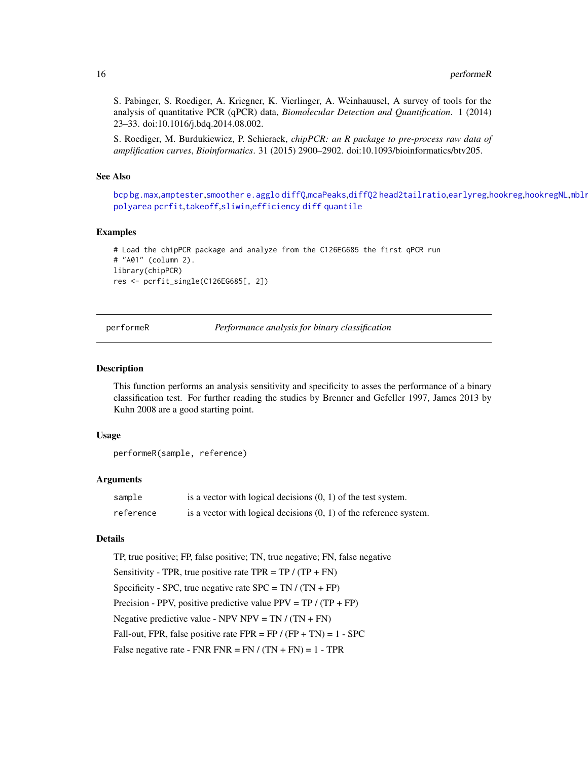S. Pabinger, S. Roediger, A. Kriegner, K. Vierlinger, A. Weinhauusel, A survey of tools for the analysis of quantitative PCR (qPCR) data, *Biomolecular Detection and Quantification*. 1 (2014) 23–33. doi:10.1016/j.bdq.2014.08.002.

S. Roediger, M. Burdukiewicz, P. Schierack, *chipPCR: an R package to pre-process raw data of amplification curves*, *Bioinformatics*. 31 (2015) 2900–2902. doi:10.1093/bioinformatics/btv205.

### See Also

bcp bg.max,amptester,smoother e.agglo diffQ,mcaPeaks,diffQ2 head2tailratio,earlyreg,hookreg,hookregNL,mblr polyarea pcrfit,takeoff,sliwin,efficiency diff quantile

### Examples

```
# Load the chipPCR package and analyze from the C126EG685 the first qPCR run
# "A01" (column 2).
library(chipPCR)
res <- pcrfit_single(C126EG685[, 2])
```

---

## performeR — *Performance analysis for binary classification*

---

### Description

This function performs an analysis sensitivity and specificity to asses the performance of a binary classification test. For further reading the studies by Brenner and Gefeller 1997, James 2013 by Kuhn 2008 are a good starting point.

### Usage

```
performeR(sample, reference)
```

### Arguments

| | |
|---|---|
| `sample` | is a vector with logical decisions (0, 1) of the test system. |
| `reference` | is a vector with logical decisions (0, 1) of the reference system. |

### Details

TP, true positive; FP, false positive; TN, true negative; FN, false negative

Sensitivity - TPR, true positive rate TPR = TP / (TP + FN)

Specificity - SPC, true negative rate SPC = TN / (TN + FP)

Precision - PPV, positive predictive value PPV = TP / (TP + FP)

Negative predictive value - NPV NPV = TN / (TN + FN)

Fall-out, FPR, false positive rate FPR = FP / (FP + TN) = 1 - SPC

False negative rate - FNR FNR = FN / (TN + FN) = 1 - TPR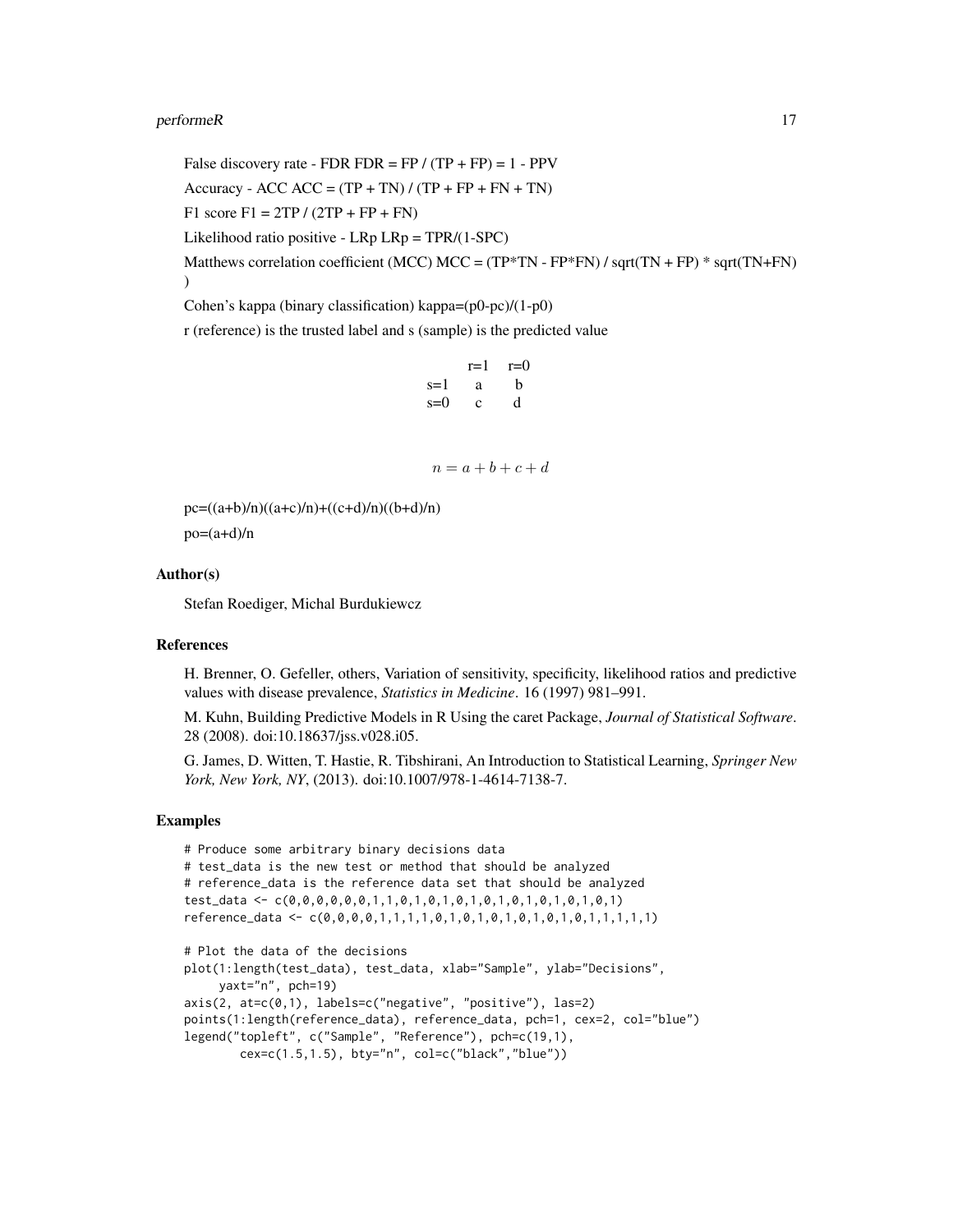False discovery rate - FDR FDR = FP / (TP + FP) = 1 - PPV

Accuracy - ACC ACC = (TP + TN) / (TP + FP + FN + TN)

F1 score F1 = 2TP / (2TP + FP + FN)

Likelihood ratio positive - LRp LRp = TPR/(1-SPC)

Matthews correlation coefficient (MCC) MCC = (TP*TN - FP*FN) / sqrt(TN + FP) * sqrt(TN+FN) )

Cohen's kappa (binary classification) kappa=(p0-pc)/(1-p0)

r (reference) is the trusted label and s (sample) is the predicted value

| | r=1 | r=0 |
|---|---|---|
| s=1 | a | b |
| s=0 | c | d |

$$n = a + b + c + d$$

pc=((a+b)/n)((a+c)/n)+((c+d)/n)((b+d)/n)

po=(a+d)/n

## Author(s)

Stefan Roediger, Michal Burdukiewcz

## References

H. Brenner, O. Gefeller, others, Variation of sensitivity, specificity, likelihood ratios and predictive values with disease prevalence, *Statistics in Medicine*. 16 (1997) 981–991.

M. Kuhn, Building Predictive Models in R Using the caret Package, *Journal of Statistical Software*. 28 (2008). doi:10.18637/jss.v028.i05.

G. James, D. Witten, T. Hastie, R. Tibshirani, An Introduction to Statistical Learning, *Springer New York, New York, NY*, (2013). doi:10.1007/978-1-4614-7138-7.

## Examples

```
# Produce some arbitrary binary decisions data
# test_data is the new test or method that should be analyzed
# reference_data is the reference data set that should be analyzed
test_data <- c(0,0,0,0,0,0,1,1,0,1,0,1,0,1,0,1,0,1,0,1,0,1,0,1,0,1)
reference_data <- c(0,0,0,0,0,1,1,1,1,0,1,0,1,0,1,0,1,0,1,0,1,1,1,1,1)

# Plot the data of the decisions
plot(1:length(test_data), test_data, xlab="Sample", ylab="Decisions",
     yaxt="n", pch=19)
axis(2, at=c(0,1), labels=c("negative", "positive"), las=2)
points(1:length(reference_data), reference_data, pch=1, cex=2, col="blue")
legend("topleft", c("Sample", "Reference"), pch=c(19,1),
        cex=c(1.5,1.5), bty="n", col=c("black","blue"))
```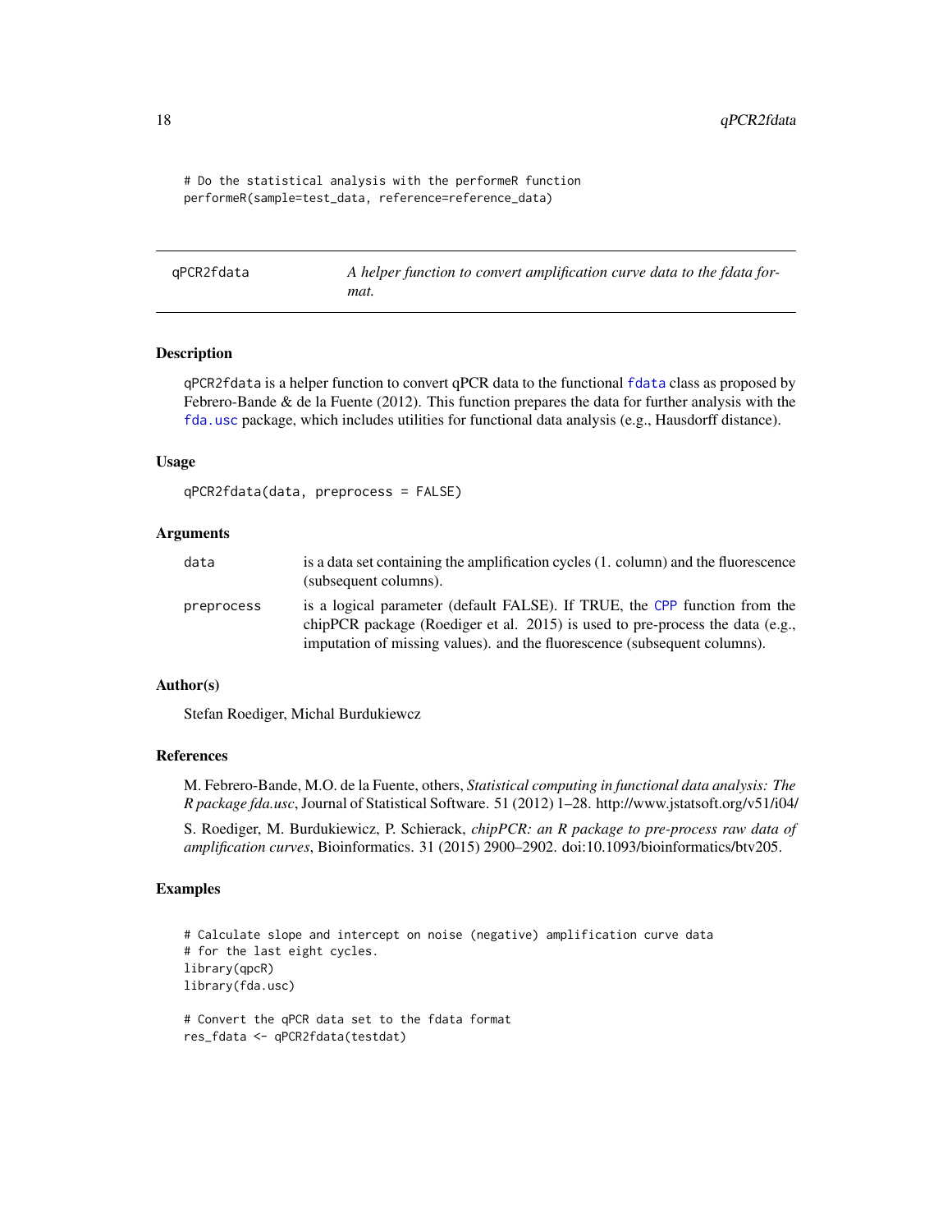```
# Do the statistical analysis with the performeR function
performeR(sample=test_data, reference=reference_data)
```

---

## qPCR2fdata — *A helper function to convert amplification curve data to the fdata format.*

---

### Description

qPCR2fdata is a helper function to convert qPCR data to the functional fdata class as proposed by Febrero-Bande & de la Fuente (2012). This function prepares the data for further analysis with the fda.usc package, which includes utilities for functional data analysis (e.g., Hausdorff distance).

### Usage

```
qPCR2fdata(data, preprocess = FALSE)
```

### Arguments

| | |
|---|---|
| data | is a data set containing the amplification cycles (1. column) and the fluorescence (subsequent columns). |
| preprocess | is a logical parameter (default FALSE). If TRUE, the CPP function from the chipPCR package (Roediger et al. 2015) is used to pre-process the data (e.g., imputation of missing values). and the fluorescence (subsequent columns). |

### Author(s)

Stefan Roediger, Michal Burdukiewcz

### References

M. Febrero-Bande, M.O. de la Fuente, others, *Statistical computing in functional data analysis: The R package fda.usc*, Journal of Statistical Software. 51 (2012) 1–28. http://www.jstatsoft.org/v51/i04/

S. Roediger, M. Burdukiewicz, P. Schierack, *chipPCR: an R package to pre-process raw data of amplification curves*, Bioinformatics. 31 (2015) 2900–2902. doi:10.1093/bioinformatics/btv205.

### Examples

```
# Calculate slope and intercept on noise (negative) amplification curve data
# for the last eight cycles.
library(qpcR)
library(fda.usc)

# Convert the qPCR data set to the fdata format
res_fdata <- qPCR2fdata(testdat)
```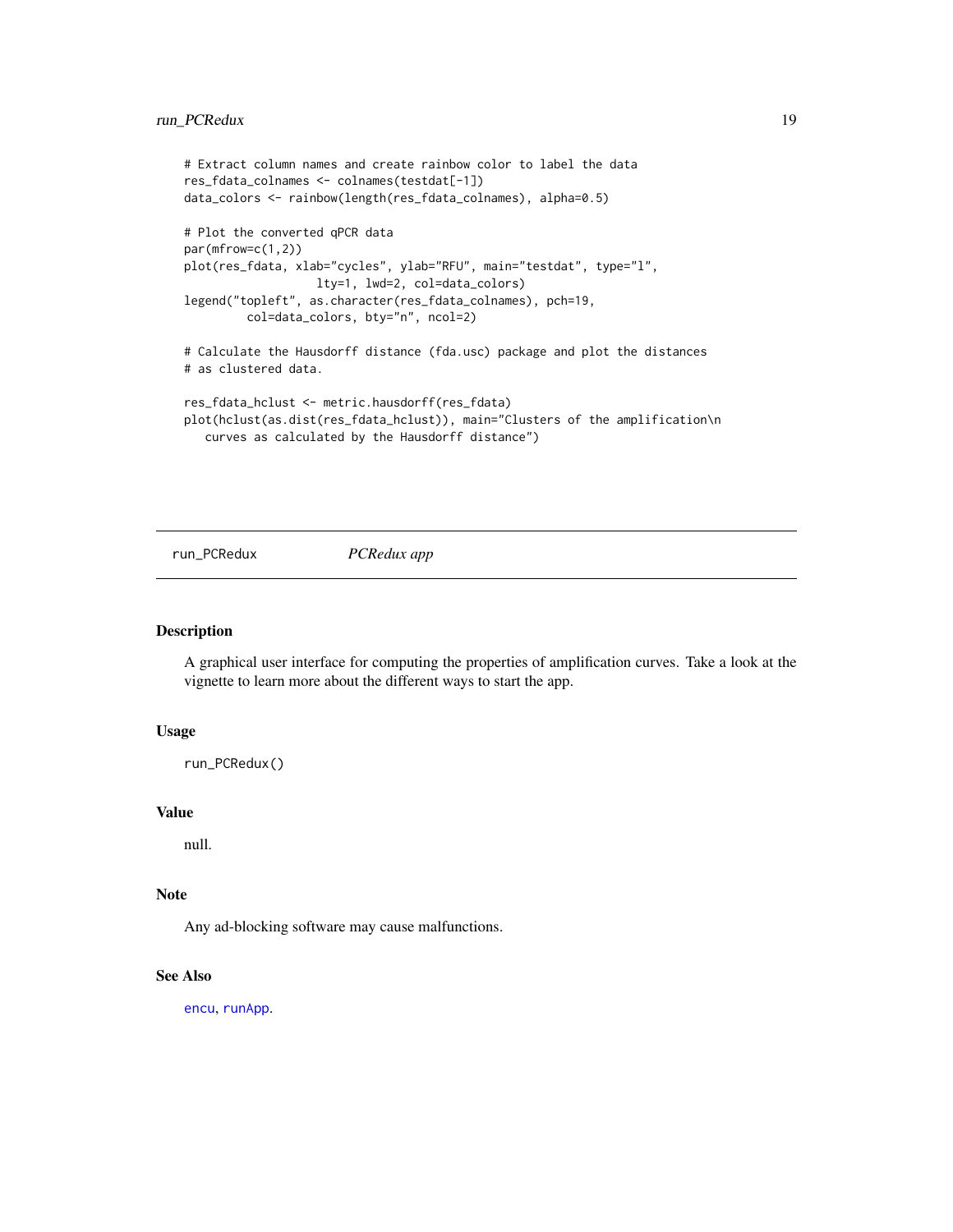```
# Extract column names and create rainbow color to label the data
res_fdata_colnames <- colnames(testdat[-1])
data_colors <- rainbow(length(res_fdata_colnames), alpha=0.5)

# Plot the converted qPCR data
par(mfrow=c(1,2))
plot(res_fdata, xlab="cycles", ylab="RFU", main="testdat", type="l",
                  lty=1, lwd=2, col=data_colors)
legend("topleft", as.character(res_fdata_colnames), pch=19,
         col=data_colors, bty="n", ncol=2)

# Calculate the Hausdorff distance (fda.usc) package and plot the distances
# as clustered data.

res_fdata_hclust <- metric.hausdorff(res_fdata)
plot(hclust(as.dist(res_fdata_hclust)), main="Clusters of the amplification\n
   curves as calculated by the Hausdorff distance")
```

---

## run_PCRedux — *PCRedux app*

### Description

A graphical user interface for computing the properties of amplification curves. Take a look at the vignette to learn more about the different ways to start the app.

### Usage

```
run_PCRedux()
```

### Value

null.

### Note

Any ad-blocking software may cause malfunctions.

### See Also

encu, runApp.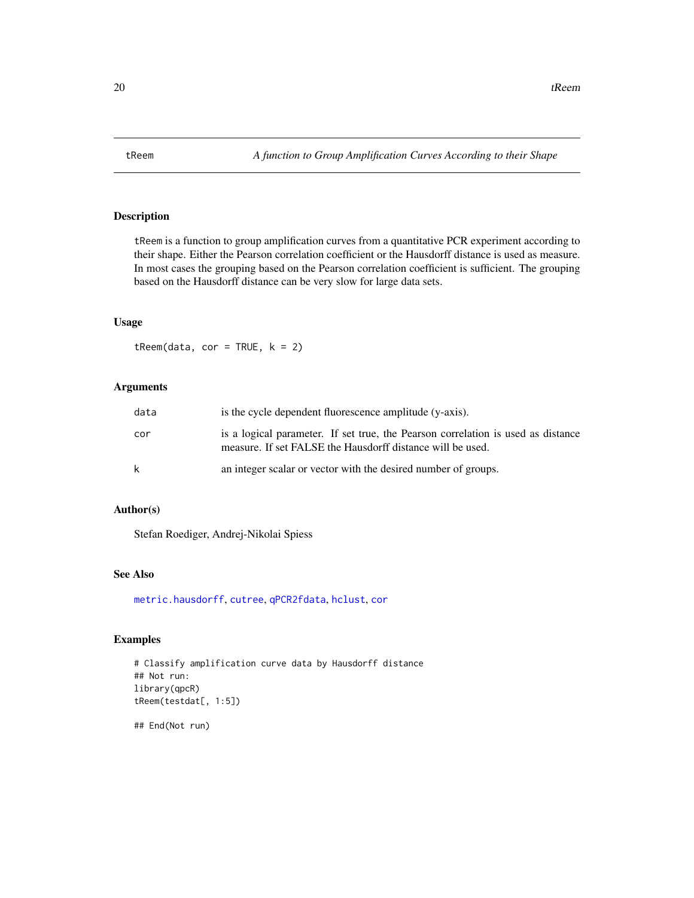# tReem — *A function to Group Amplification Curves According to their Shape*

## Description

tReem is a function to group amplification curves from a quantitative PCR experiment according to their shape. Either the Pearson correlation coefficient or the Hausdorff distance is used as measure. In most cases the grouping based on the Pearson correlation coefficient is sufficient. The grouping based on the Hausdorff distance can be very slow for large data sets.

## Usage

```
tReem(data, cor = TRUE, k = 2)
```

## Arguments

| | |
|---|---|
| data | is the cycle dependent fluorescence amplitude (y-axis). |
| cor | is a logical parameter. If set true, the Pearson correlation is used as distance measure. If set FALSE the Hausdorff distance will be used. |
| k | an integer scalar or vector with the desired number of groups. |

## Author(s)

Stefan Roediger, Andrej-Nikolai Spiess

## See Also

metric.hausdorff, cutree, qPCR2fdata, hclust, cor

## Examples

```
# Classify amplification curve data by Hausdorff distance
## Not run:
library(qpcR)
tReem(testdat[, 1:5])

## End(Not run)
```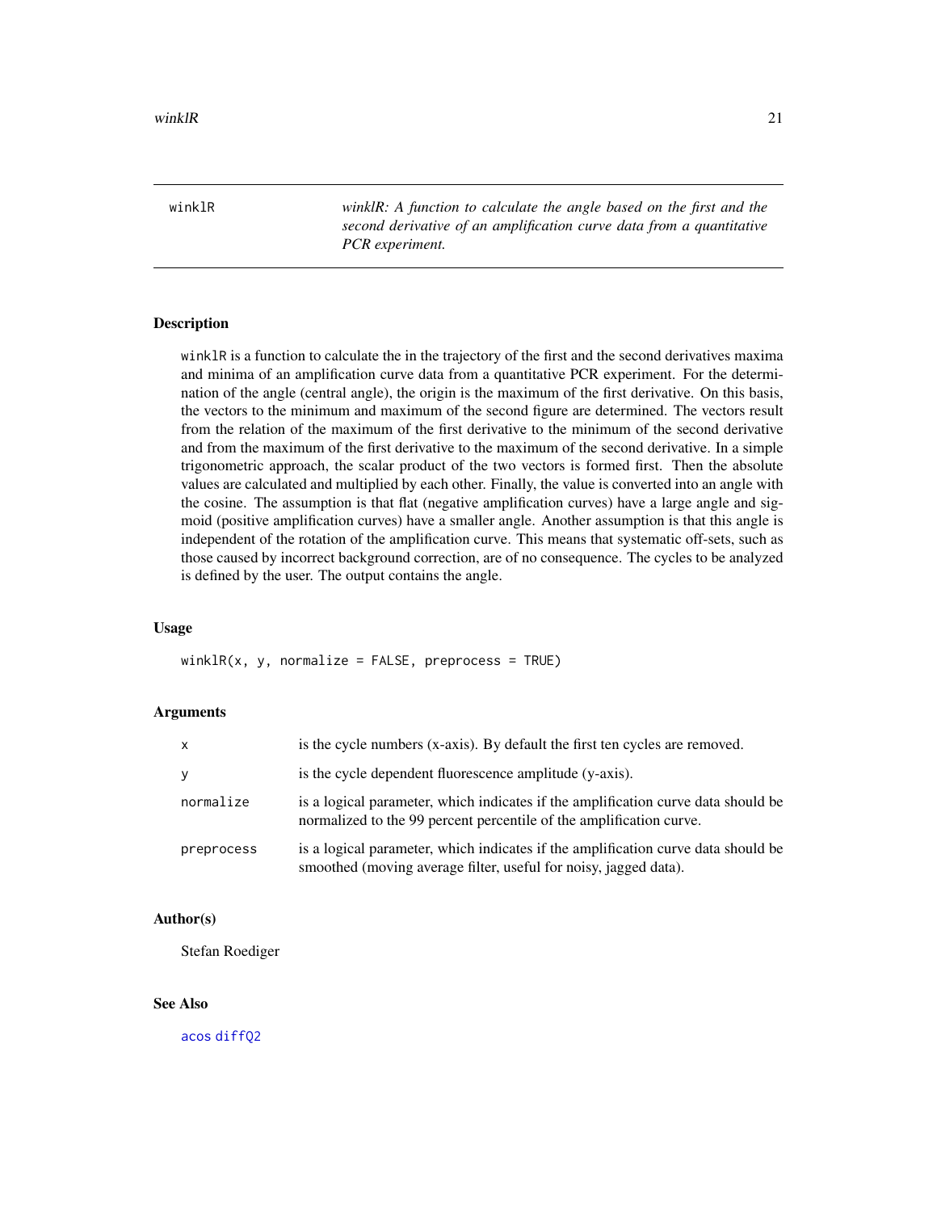# winklR

*winklR: A function to calculate the angle based on the first and the second derivative of an amplification curve data from a quantitative PCR experiment.*

## Description

winklR is a function to calculate the in the trajectory of the first and the second derivatives maxima and minima of an amplification curve data from a quantitative PCR experiment. For the determination of the angle (central angle), the origin is the maximum of the first derivative. On this basis, the vectors to the minimum and maximum of the second figure are determined. The vectors result from the relation of the maximum of the first derivative to the minimum of the second derivative and from the maximum of the first derivative to the maximum of the second derivative. In a simple trigonometric approach, the scalar product of the two vectors is formed first. Then the absolute values are calculated and multiplied by each other. Finally, the value is converted into an angle with the cosine. The assumption is that flat (negative amplification curves) have a large angle and sigmoid (positive amplification curves) have a smaller angle. Another assumption is that this angle is independent of the rotation of the amplification curve. This means that systematic off-sets, such as those caused by incorrect background correction, are of no consequence. The cycles to be analyzed is defined by the user. The output contains the angle.

## Usage

```
winklR(x, y, normalize = FALSE, preprocess = TRUE)
```

## Arguments

| | |
|---|---|
| x | is the cycle numbers (x-axis). By default the first ten cycles are removed. |
| y | is the cycle dependent fluorescence amplitude (y-axis). |
| normalize | is a logical parameter, which indicates if the amplification curve data should be normalized to the 99 percent percentile of the amplification curve. |
| preprocess | is a logical parameter, which indicates if the amplification curve data should be smoothed (moving average filter, useful for noisy, jagged data). |

## Author(s)

Stefan Roediger

## See Also

acos diffQ2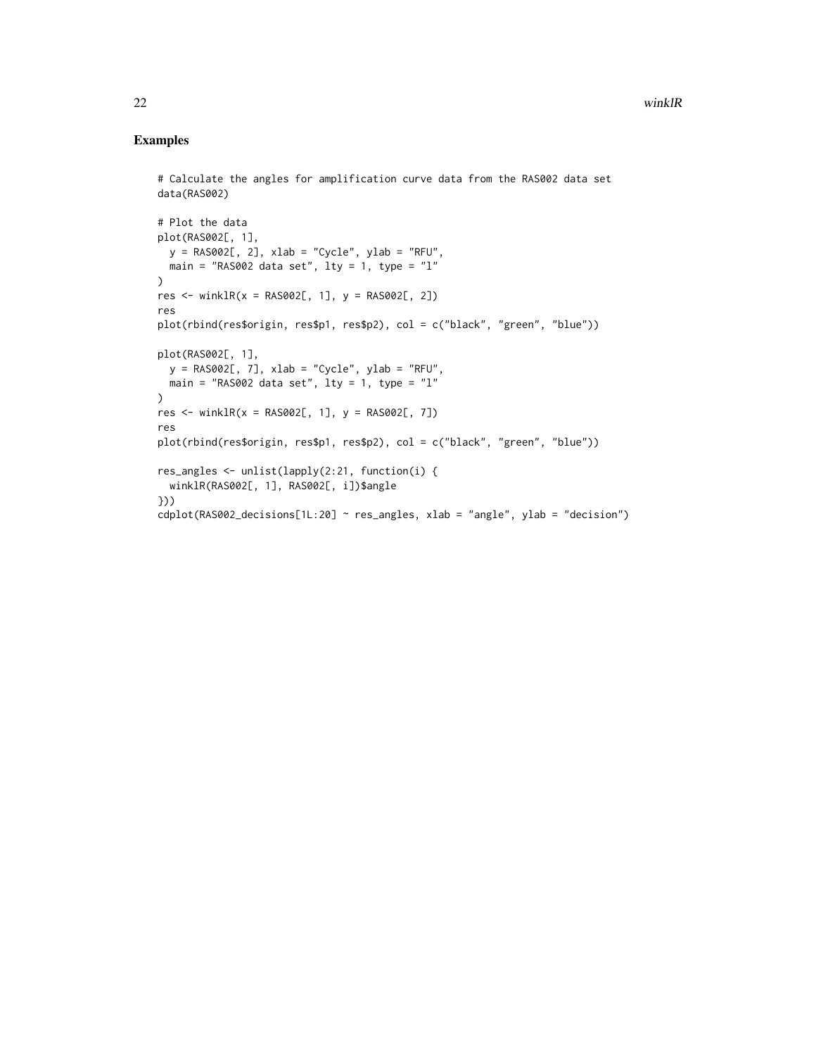## Examples

```
# Calculate the angles for amplification curve data from the RAS002 data set
data(RAS002)

# Plot the data
plot(RAS002[, 1],
  y = RAS002[, 2], xlab = "Cycle", ylab = "RFU",
  main = "RAS002 data set", lty = 1, type = "l"
)
res <- winklR(x = RAS002[, 1], y = RAS002[, 2])
res
plot(rbind(res$origin, res$p1, res$p2), col = c("black", "green", "blue"))

plot(RAS002[, 1],
  y = RAS002[, 7], xlab = "Cycle", ylab = "RFU",
  main = "RAS002 data set", lty = 1, type = "l"
)
res <- winklR(x = RAS002[, 1], y = RAS002[, 7])
res
plot(rbind(res$origin, res$p1, res$p2), col = c("black", "green", "blue"))

res_angles <- unlist(lapply(2:21, function(i) {
  winklR(RAS002[, 1], RAS002[, i])$angle
}))
cdplot(RAS002_decisions[1L:20] ~ res_angles, xlab = "angle", ylab = "decision")
```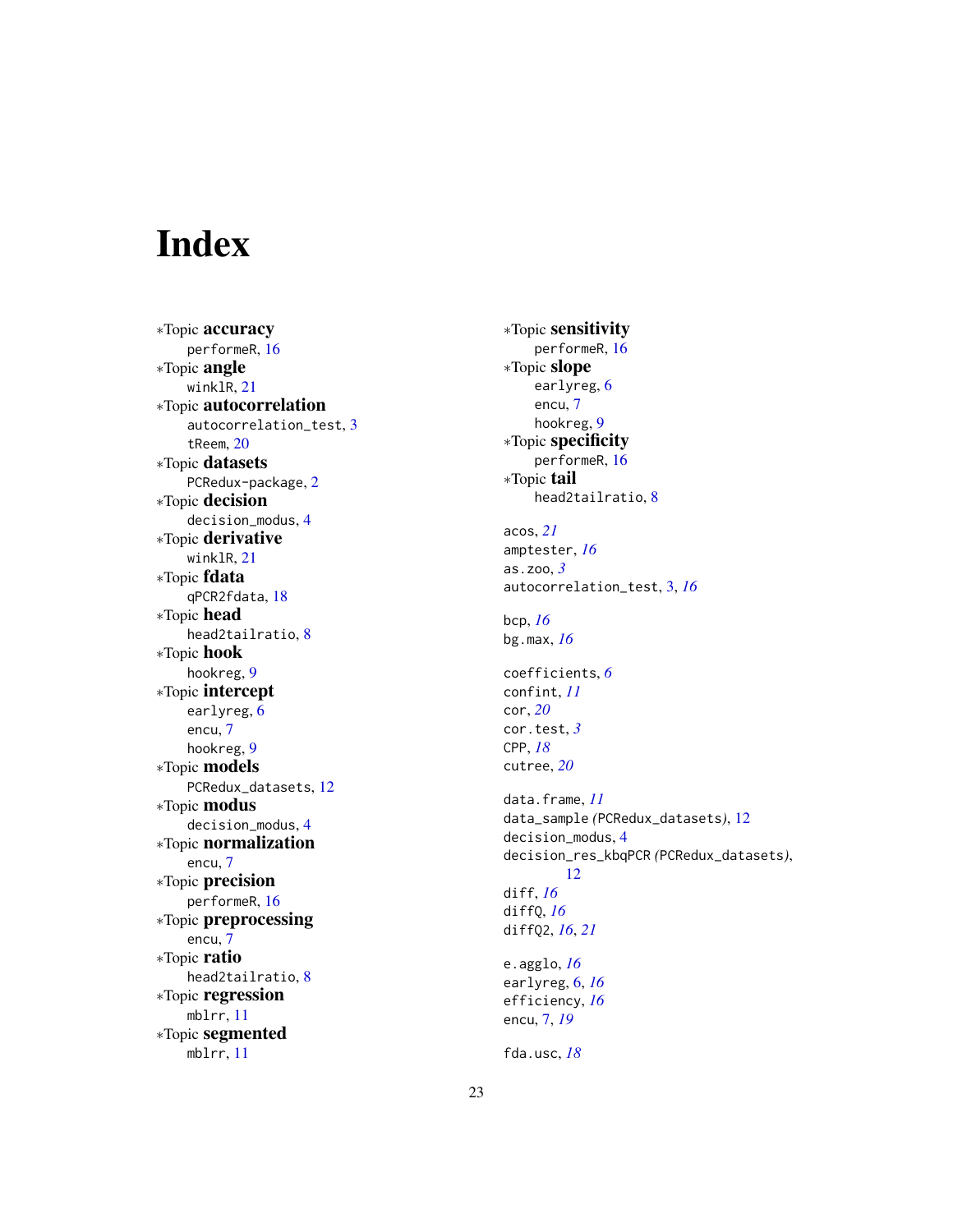# Index

*Topic **accuracy**
  performeR, 16
*Topic **angle**
  winklR, 21
*Topic **autocorrelation**
  autocorrelation_test, 3
  tReem, 20
*Topic **datasets**
  PCRedux-package, 2
*Topic **decision**
  decision_modus, 4
*Topic **derivative**
  winklR, 21
*Topic **fdata**
  qPCR2fdata, 18
*Topic **head**
  head2tailratio, 8
*Topic **hook**
  hookreg, 9
*Topic **intercept**
  earlyreg, 6
  encu, 7
  hookreg, 9
*Topic **models**
  PCRedux_datasets, 12
*Topic **modus**
  decision_modus, 4
*Topic **normalization**
  encu, 7
*Topic **precision**
  performeR, 16
*Topic **preprocessing**
  encu, 7
*Topic **ratio**
  head2tailratio, 8
*Topic **regression**
  mblrr, 11
*Topic **segmented**
  mblrr, 11
*Topic **sensitivity**
  performeR, 16
*Topic **slope**
  earlyreg, 6
  encu, 7
  hookreg, 9
*Topic **specificity**
  performeR, 16
*Topic **tail**
  head2tailratio, 8

acos, *21*
amptester, *16*
as.zoo, *3*
autocorrelation_test, 3, *16*

bcp, *16*
bg.max, *16*

coefficients, *6*
confint, *11*
cor, *20*
cor.test, *3*
CPP, *18*
cutree, *20*

data.frame, *11*
data_sample *(PCRedux_datasets)*, 12
decision_modus, 4
decision_res_kbqPCR *(PCRedux_datasets)*, 12
diff, *16*
diffQ, *16*
diffQ2, *16*, *21*

e.agglo, *16*
earlyreg, 6, *16*
efficiency, *16*
encu, 7, *19*

fda.usc, *18*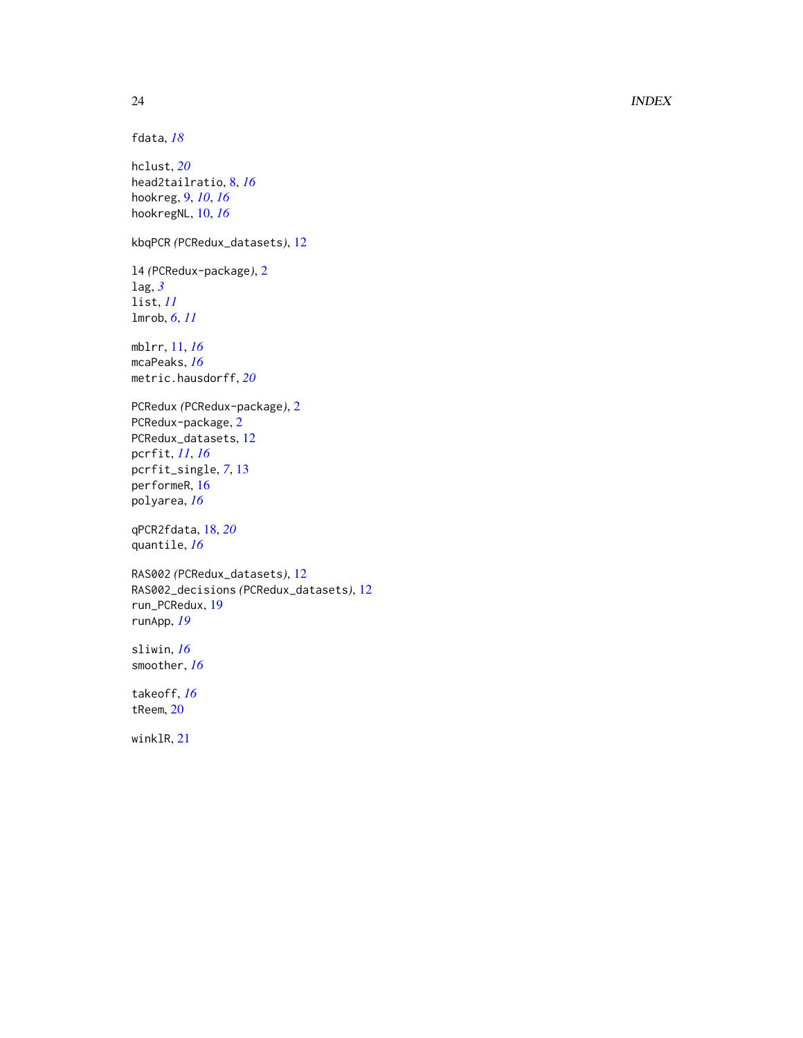fdata, *18*

hclust, *20*
head2tailratio, 8, *16*
hookreg, 9, *10*, *16*
hookregNL, 10, *16*

kbqPCR *(*PCRedux_datasets*)*, 12

l4 *(*PCRedux-package*)*, 2
lag, *3*
list, *11*
lmrob, *6*, *11*

mblrr, 11, *16*
mcaPeaks, *16*
metric.hausdorff, *20*

PCRedux *(*PCRedux-package*)*, 2
PCRedux-package, 2
PCRedux_datasets, 12
pcrfit, *11*, *16*
pcrfit_single, *7*, 13
performeR, 16
polyarea, *16*

qPCR2fdata, 18, *20*
quantile, *16*

RAS002 *(*PCRedux_datasets*)*, 12
RAS002_decisions *(*PCRedux_datasets*)*, 12
run_PCRedux, 19
runApp, *19*

sliwin, *16*
smoother, *16*

takeoff, *16*
tReem, 20

winklR, 21